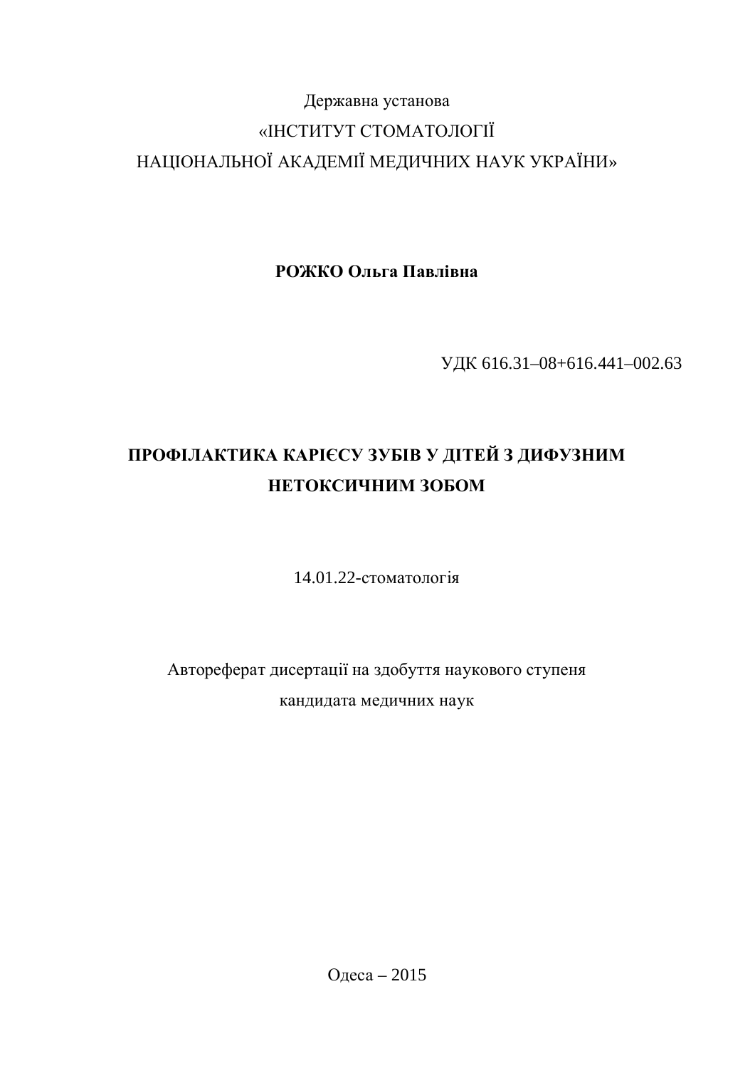Державна установа

«ІНСТИТУТ СТОМАТОЛОГІЇ

НАЦІОНАЛЬНОЇ АКАДЕМІЇ МЕДИЧНИХ НАУК УКРАЇНИ»

**РОЖКО Ольга Павлівна**

УДК 616.31–08+616.441–002.63

# ПРОФІЛАКТИКА КАРІЄСУ ЗУБІВ У ДІТЕЙ З ДИФУЗНИМ НЕТОКСИЧНИМ ЗОБОМ

14.01.22-стоматологія

Автореферат дисертації на здобуття наукового ступеня

кандидата медичних наук

Одеса – 2015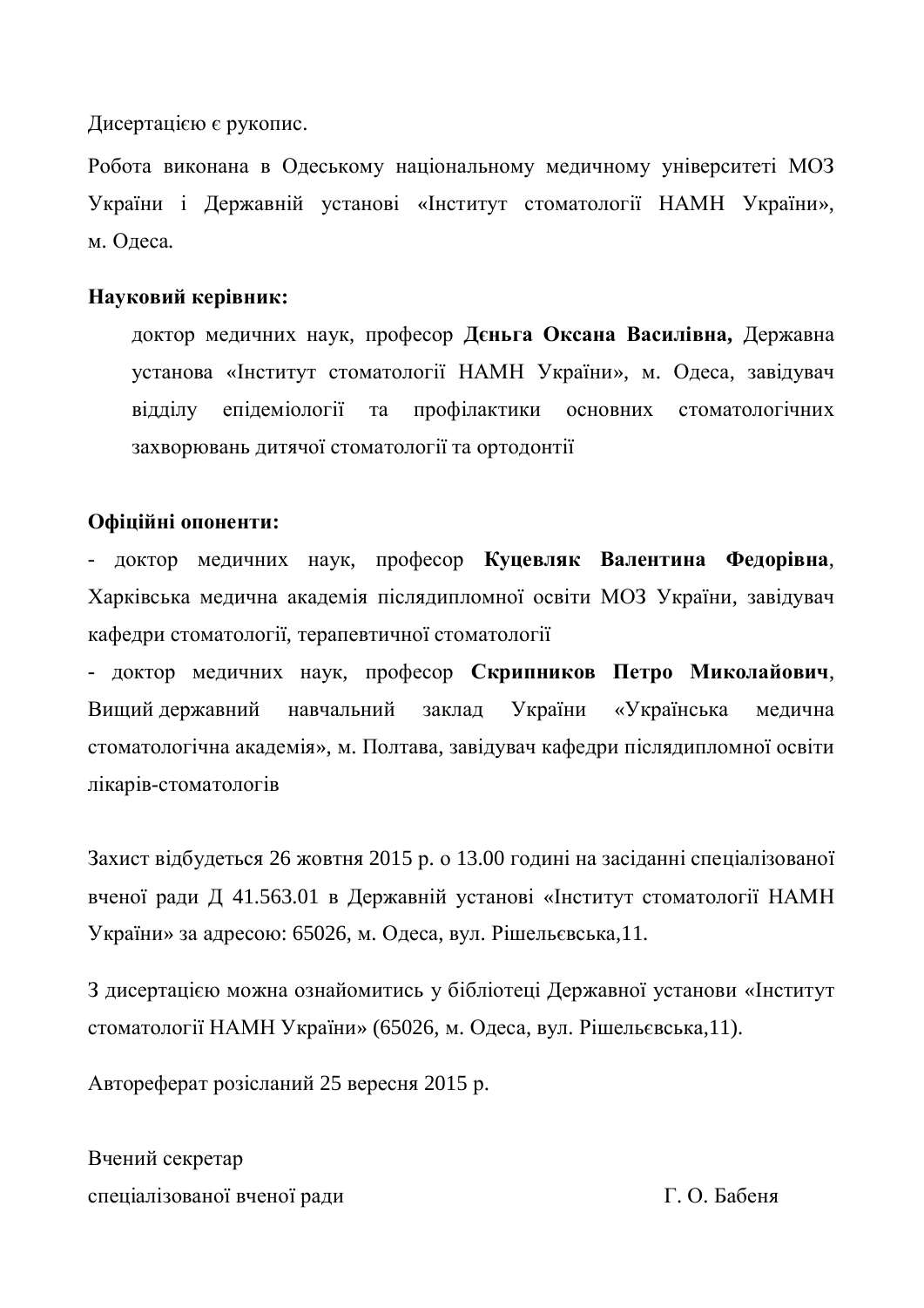Дисертацією є рукопис.

Робота виконана в Одеському національному медичному університеті МОЗ України і Державній установі «Інститут стоматології НАМН України», м. Одеса.

**Науковий керівник:**

доктор медичних наук, професор **Дєньга Оксана Василівна,** Державна установа «Інститут стоматології НАМН України», м. Одеса, завідувач відділу епідеміології та профілактики основних стоматологічних захворювань дитячої стоматології та ортодонтії

**Офіційні опоненти:**

- доктор медичних наук, професор **Куцевляк Валентина Федорівна**, Харківська медична академія післядипломної освіти МОЗ України, завідувач кафедри стоматології, терапевтичної стоматології
- доктор медичних наук, професор **Скрипников Петро Миколайович**, Вищий державний навчальний заклад України «Українська медична стоматологічна академія», м. Полтава, завідувач кафедри післядипломної освіти лікарів-стоматологів

Захист відбудеться 26 жовтня 2015 р. о 13.00 годині на засіданні спеціалізованої вченої ради Д 41.563.01 в Державній установі «Інститут стоматології НАМН України» за адресою: 65026, м. Одеса, вул. Рішельєвська,11.

З дисертацією можна ознайомитись у бібліотеці Державної установи «Інститут стоматології НАМН України» (65026, м. Одеса, вул. Рішельєвська,11).

Автореферат розісланий 25 вересня 2015 р.

Вчений секретар
спеціалізованої вченої ради Г. О. Бабеня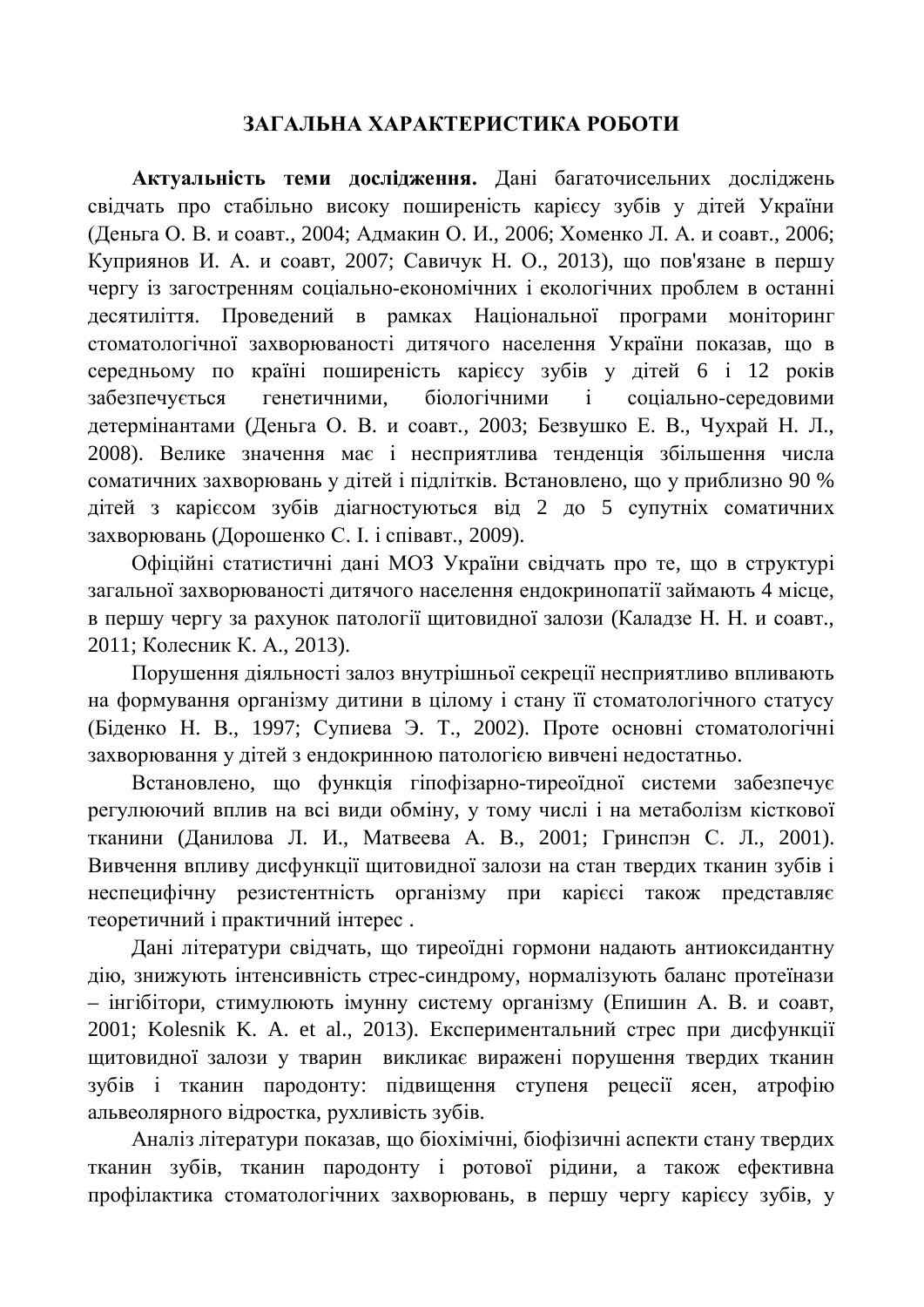## ЗАГАЛЬНА ХАРАКТЕРИСТИКА РОБОТИ

**Актуальність теми дослідження.** Дані багаточисельних досліджень свідчать про стабільно високу поширеність карієсу зубів у дітей України (Деньга О. В. и соавт., 2004; Адмакин О. И., 2006; Хоменко Л. А. и соавт., 2006; Куприянов И. А. и соавт, 2007; Савичук Н. О., 2013), що пов'язане в першу чергу із загостренням соціально-економічних і екологічних проблем в останні десятиліття. Проведений в рамках Національної програми моніторинг стоматологічної захворюваності дитячого населення України показав, що в середньому по країні поширеність карієсу зубів у дітей 6 і 12 років забезпечується генетичними, біологічними і соціально-середовими детермінантами (Деньга О. В. и соавт., 2003; Безвушко Е. В., Чухрай Н. Л., 2008). Велике значення має і несприятлива тенденція збільшення числа соматичних захворювань у дітей і підлітків. Встановлено, що у приблизно 90 % дітей з карієсом зубів діагностуються від 2 до 5 супутніх соматичних захворювань (Дорошенко С. І. і співавт., 2009).

Офіційні статистичні дані МОЗ України свідчать про те, що в структурі загальної захворюваності дитячого населення ендокринопатії займають 4 місце, в першу чергу за рахунок патології щитовидної залози (Каладзе Н. Н. и соавт., 2011; Колесник К. А., 2013).

Порушення діяльності залоз внутрішньої секреції несприятливо впливають на формування організму дитини в цілому і стану її стоматологічного статусу (Біденко Н. В., 1997; Супиева Э. Т., 2002). Проте основні стоматологічні захворювання у дітей з ендокринною патологією вивчені недостатньо.

Встановлено, що функція гіпофізарно-тиреоїдної системи забезпечує регулюючий вплив на всі види обміну, у тому числі і на метаболізм кісткової тканини (Данилова Л. И., Матвеева А. В., 2001; Гринспэн С. Л., 2001). Вивчення впливу дисфункції щитовидної залози на стан твердих тканин зубів і неспецифічну резистентність організму при карієсі також представляє теоретичний і практичний інтерес .

Дані літератури свідчать, що тиреоїдні гормони надають антиоксидантну дію, знижують інтенсивність стрес-синдрому, нормалізують баланс протеїнази – інгібітори, стимулюють імунну систему організму (Епишин А. В. и соавт, 2001; Kolesnik K. A. et al., 2013). Експериментальний стрес при дисфункції щитовидної залози у тварин викликає виражені порушення твердих тканин зубів і тканин пародонту: підвищення ступеня рецесії ясен, атрофію альвеолярного відростка, рухливість зубів.

Аналіз літератури показав, що біохімічні, біофізичні аспекти стану твердих тканин зубів, тканин пародонту і ротової рідини, а також ефективна профілактика стоматологічних захворювань, в першу чергу карієсу зубів, у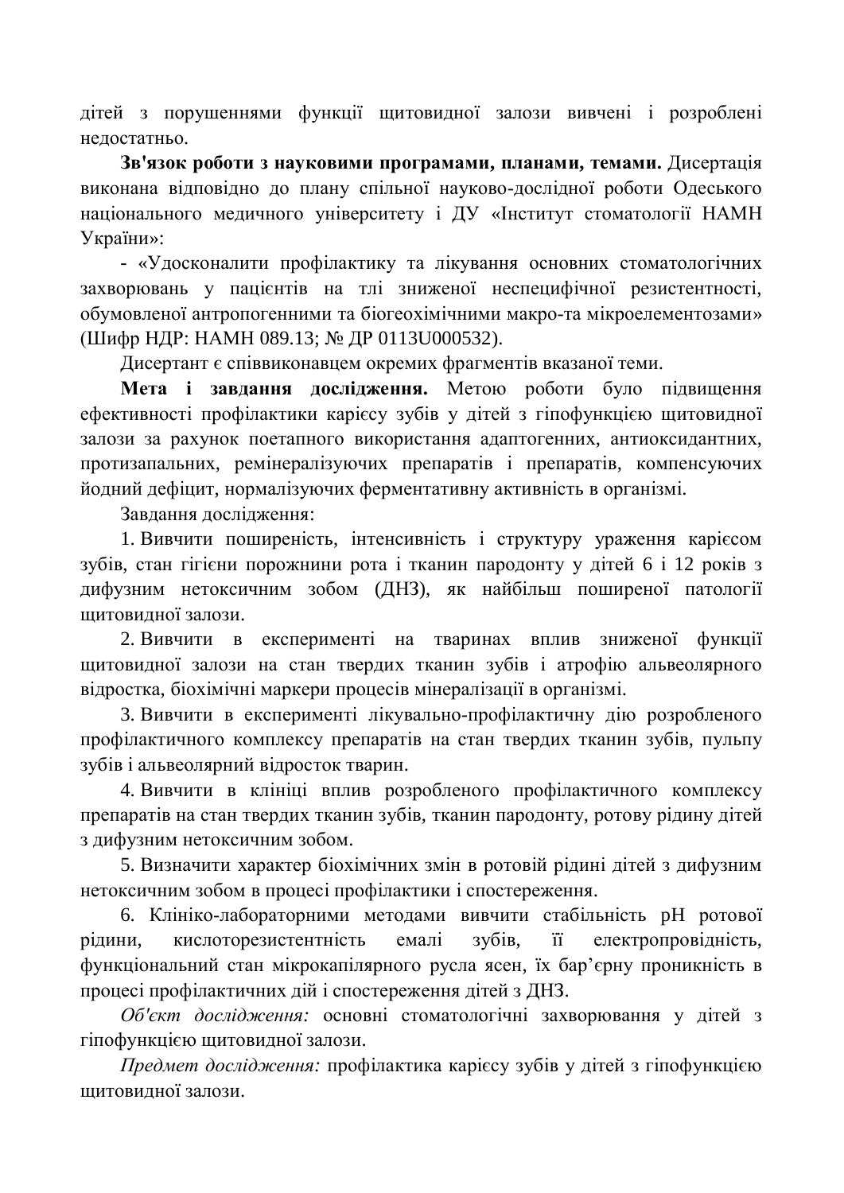дітей з порушеннями функції щитовидної залози вивчені і розроблені недостатньо.

**Зв'язок роботи з науковими програмами, планами, темами.** Дисертація виконана відповідно до плану спільної науково-дослідної роботи Одеського національного медичного університету і ДУ «Інститут стоматології НАМН України»:

- «Удосконалити профілактику та лікування основних стоматологічних захворювань у пацієнтів на тлі зниженої неспецифічної резистентності, обумовленої антропогенними та біогеохімічними макро-та мікроелементозами» (Шифр НДР: НАМН 089.13; № ДР 0113U000532).

Дисертант є співвиконавцем окремих фрагментів вказаної теми.

**Мета і завдання дослідження.** Метою роботи було підвищення ефективності профілактики карієсу зубів у дітей з гіпофункцією щитовидної залози за рахунок поетапного використання адаптогенних, антиоксидантних, протизапальних, ремінералізуючих препаратів і препаратів, компенсуючих йодний дефіцит, нормалізуючих ферментативну активність в організмі.

Завдання дослідження:

1. Вивчити поширеність, інтенсивність і структуру ураження карієсом зубів, стан гігієни порожнини рота і тканин пародонту у дітей 6 і 12 років з дифузним нетоксичним зобом (ДНЗ), як найбільш поширеної патології щитовидної залози.
2. Вивчити в експерименті на тваринах вплив зниженої функції щитовидної залози на стан твердих тканин зубів і атрофію альвеолярного відростка, біохімічні маркери процесів мінералізації в організмі.
3. Вивчити в експерименті лікувально-профілактичну дію розробленого профілактичного комплексу препаратів на стан твердих тканин зубів, пульпу зубів і альвеолярний відросток тварин.
4. Вивчити в клініці вплив розробленого профілактичного комплексу препаратів на стан твердих тканин зубів, тканин пародонту, ротову рідину дітей з дифузним нетоксичним зобом.
5. Визначити характер біохімічних змін в ротовій рідині дітей з дифузним нетоксичним зобом в процесі профілактики і спостереження.
6. Клініко-лабораторними методами вивчити стабільність pH ротової рідини, кислоторезистентність емалі зубів, її електропровідність, функціональний стан мікрокапілярного русла ясен, їх бар'єрну проникність в процесі профілактичних дій і спостереження дітей з ДНЗ.

*Об'єкт дослідження:* основні стоматологічні захворювання у дітей з гіпофункцією щитовидної залози.

*Предмет дослідження:* профілактика карієсу зубів у дітей з гіпофункцією щитовидної залози.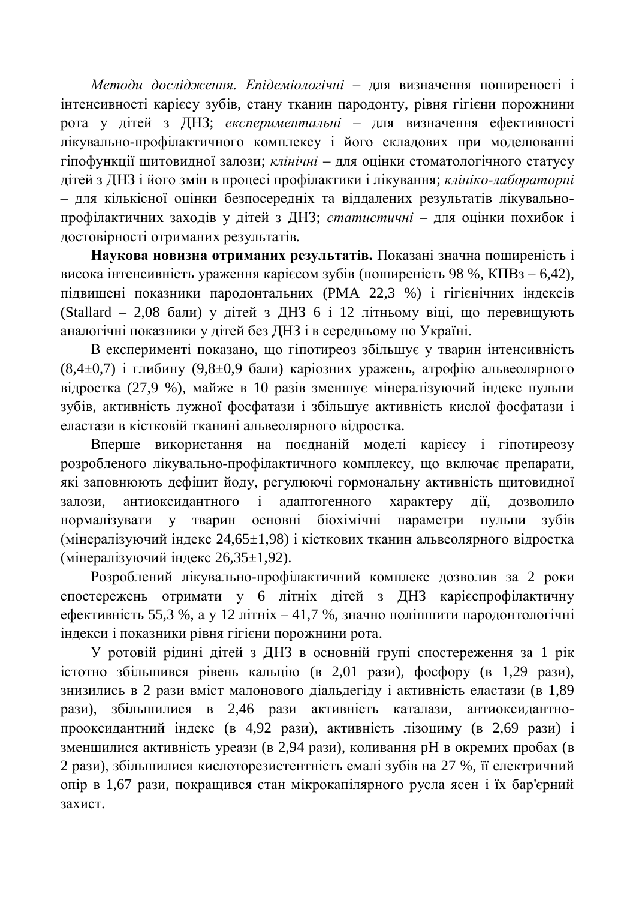*Методи дослідження. Епідеміологічні* – для визначення поширеності і інтенсивності карієсу зубів, стану тканин пародонту, рівня гігієни порожнини рота у дітей з ДНЗ; *експериментальні* – для визначення ефективності лікувально-профілактичного комплексу і його складових при моделюванні гіпофункції щитовидної залози; *клінічні* – для оцінки стоматологічного статусу дітей з ДНЗ і його змін в процесі профілактики і лікування; *клініко-лабораторні* – для кількісної оцінки безпосередніх та віддалених результатів лікувально-профілактичних заходів у дітей з ДНЗ; *статистичні* – для оцінки похибок і достовірності отриманих результатів.

**Наукова новизна отриманих результатів.** Показані значна поширеність і висока інтенсивність ураження карієсом зубів (поширеність 98 %, КПВз – 6,42), підвищені показники пародонтальних (РМА 22,3 %) і гігієнічних індексів (Stallard – 2,08 бали) у дітей з ДНЗ 6 і 12 літньому віці, що перевищують аналогічні показники у дітей без ДНЗ і в середньому по Україні.

В експерименті показано, що гіпотиреоз збільшує у тварин інтенсивність (8,4±0,7) і глибину (9,8±0,9 бали) каріозних уражень, атрофію альвеолярного відростка (27,9 %), майже в 10 разів зменшує мінералізуючий індекс пульпи зубів, активність лужної фосфатази і збільшує активність кислої фосфатази і еластази в кістковій тканині альвеолярного відростка.

Вперше використання на поєднаній моделі карієсу і гіпотиреозу розробленого лікувально-профілактичного комплексу, що включає препарати, які заповнюють дефіцит йоду, регулюючі гормональну активність щитовидної залози, антиоксидантного і адаптогенного характеру дії, дозволило нормалізувати у тварин основні біохімічні параметри пульпи зубів (мінералізуючий індекс 24,65±1,98) і кісткових тканин альвеолярного відростка (мінералізуючий індекс 26,35±1,92).

Розроблений лікувально-профілактичний комплекс дозволив за 2 роки спостережень отримати у 6 літніх дітей з ДНЗ карієспрофілактичну ефективність 55,3 %, а у 12 літніх – 41,7 %, значно поліпшити пародонтологічні індекси і показники рівня гігієни порожнини рота.

У ротовій рідині дітей з ДНЗ в основній групі спостереження за 1 рік істотно збільшився рівень кальцію (в 2,01 рази), фосфору (в 1,29 рази), знизились в 2 рази вміст малонового діальдегіду і активність еластази (в 1,89 рази), збільшилися в 2,46 рази активність каталази, антиоксидантно-прооксидантний індекс (в 4,92 рази), активність лізоциму (в 2,69 рази) і зменшилися активність уреази (в 2,94 рази), коливання pH в окремих пробах (в 2 рази), збільшилися кислоторезистентність емалі зубів на 27 %, її електричний опір в 1,67 рази, покращився стан мікрокапілярного русла ясен і їх бар'єрний захист.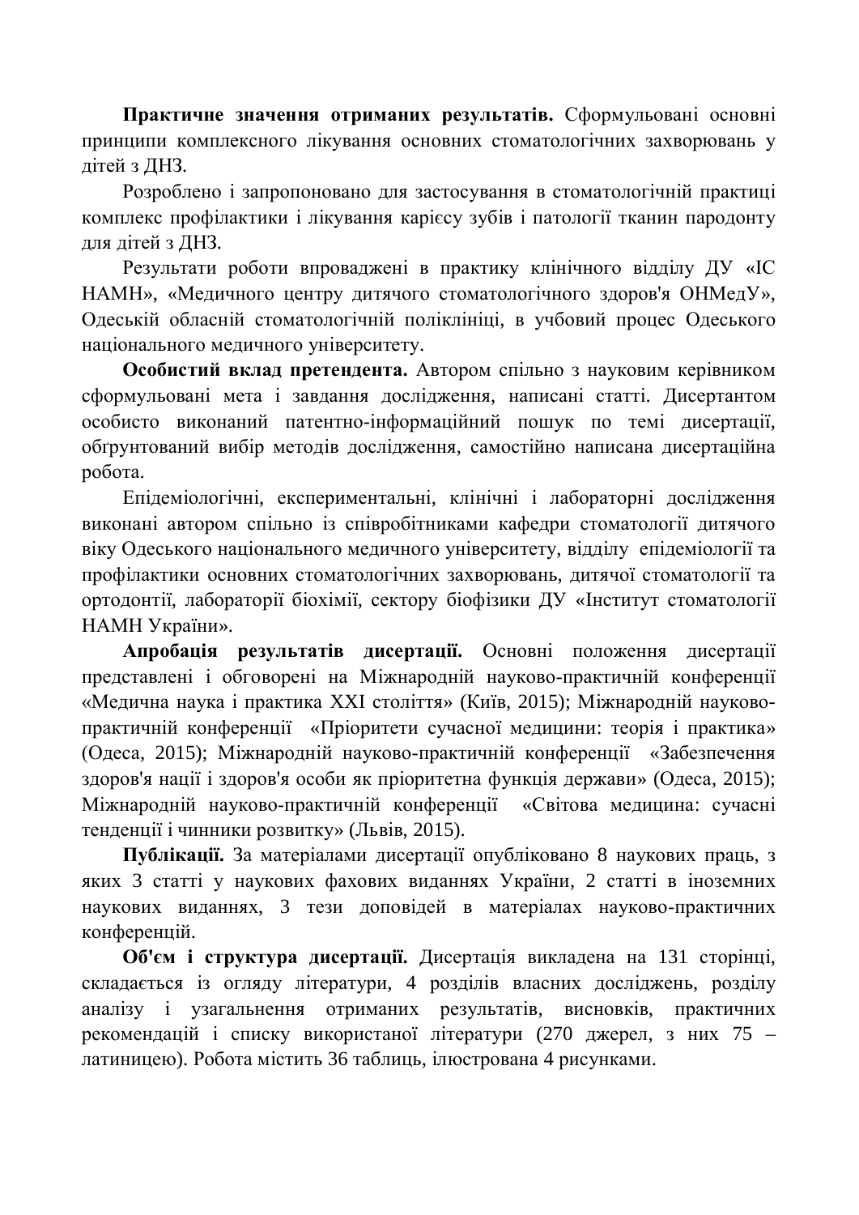**Практичне значення отриманих результатів.** Сформульовані основні принципи комплексного лікування основних стоматологічних захворювань у дітей з ДНЗ.

Розроблено і запропоновано для застосування в стоматологічній практиці комплекс профілактики і лікування карієсу зубів і патології тканин пародонту для дітей з ДНЗ.

Результати роботи впроваджені в практику клінічного відділу ДУ «ІС НАМН», «Медичного центру дитячого стоматологічного здоров'я ОНМедУ», Одеській обласній стоматологічній поліклініці, в учбовий процес Одеського національного медичного університету.

**Особистий вклад претендента.** Автором спільно з науковим керівником сформульовані мета і завдання дослідження, написані статті. Дисертантом особисто виконаний патентно-інформаційний пошук по темі дисертації, обгрунтований вибір методів дослідження, самостійно написана дисертаційна робота.

Епідеміологічні, експериментальні, клінічні і лабораторні дослідження виконані автором спільно із співробітниками кафедри стоматології дитячого віку Одеського національного медичного університету, відділу епідеміології та профілактики основних стоматологічних захворювань, дитячої стоматології та ортодонтії, лабораторії біохімії, сектору біофізики ДУ «Інститут стоматології НАМН України».

**Апробація результатів дисертації.** Основні положення дисертації представлені і обговорені на Міжнародній науково-практичній конференції «Медична наука і практика XXI століття» (Київ, 2015); Міжнародній науково-практичній конференції «Пріоритети сучасної медицини: теорія і практика» (Одеса, 2015); Міжнародній науково-практичній конференції «Забезпечення здоров'я нації і здоров'я особи як пріоритетна функція держави» (Одеса, 2015); Міжнародній науково-практичній конференції «Світова медицина: сучасні тенденції і чинники розвитку» (Львів, 2015).

**Публікації.** За матеріалами дисертації опубліковано 8 наукових праць, з яких 3 статті у наукових фахових виданнях України, 2 статті в іноземних наукових виданнях, 3 тези доповідей в матеріалах науково-практичних конференцій.

**Об'єм і структура дисертації.** Дисертація викладена на 131 сторінці, складається із огляду літератури, 4 розділів власних досліджень, розділу аналізу і узагальнення отриманих результатів, висновків, практичних рекомендацій і списку використаної літератури (270 джерел, з них 75 – латиницею). Робота містить 36 таблиць, ілюстрована 4 рисунками.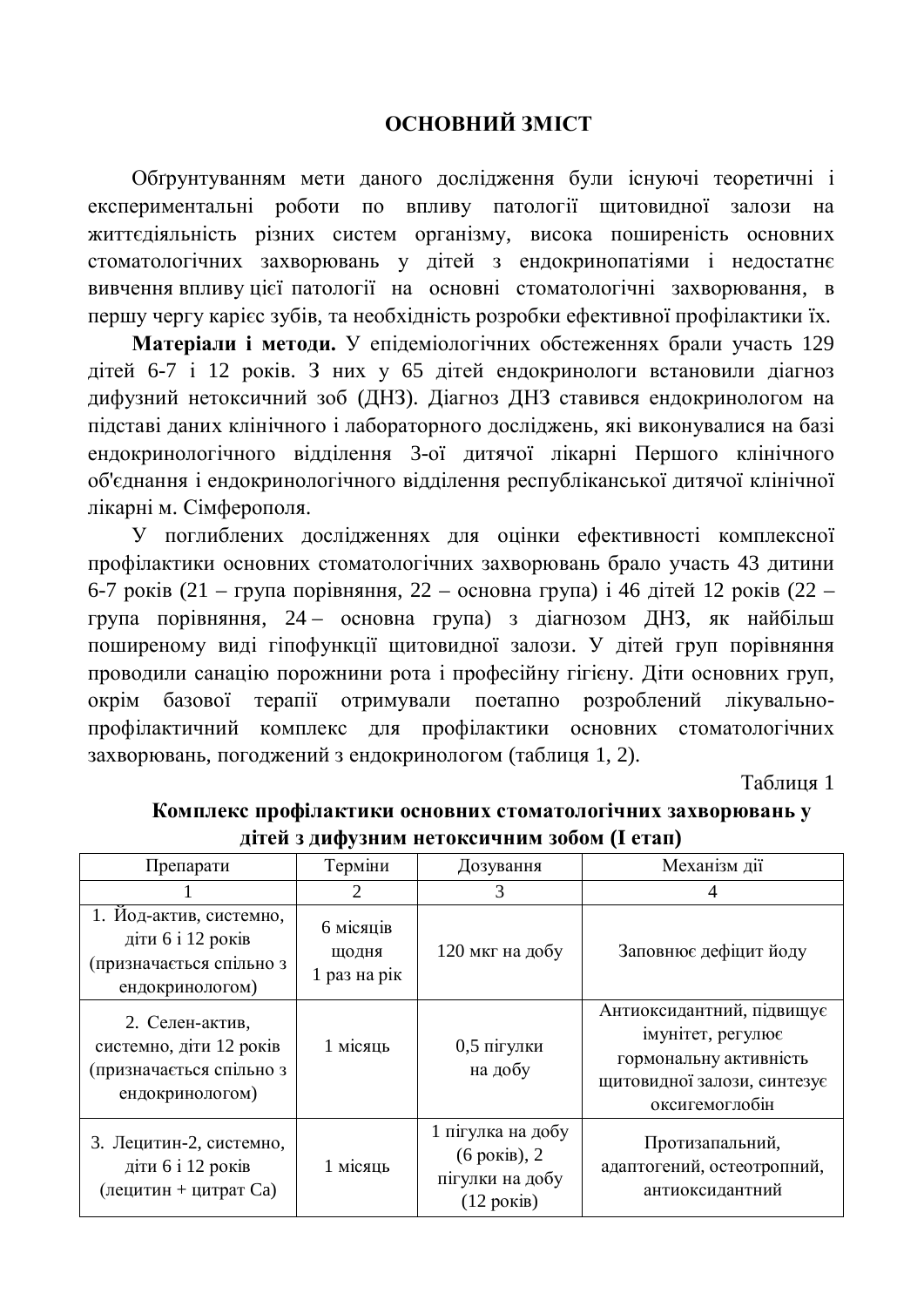## ОСНОВНИЙ ЗМІСТ

Обґрунтуванням мети даного дослідження були існуючі теоретичні і експериментальні роботи по впливу патології щитовидної залози на життєдіяльність різних систем організму, висока поширеність основних стоматологічних захворювань у дітей з ендокринопатіями і недостатнє вивчення впливу цієї патології на основні стоматологічні захворювання, в першу чергу карієс зубів, та необхідність розробки ефективної профілактики їх.

**Матеріали і методи.** У епідеміологічних обстеженнях брали участь 129 дітей 6-7 і 12 років. З них у 65 дітей ендокринологи встановили діагноз дифузний нетоксичний зоб (ДНЗ). Діагноз ДНЗ ставився ендокринологом на підставі даних клінічного і лабораторного досліджень, які виконувалися на базі ендокринологічного відділення 3-ої дитячої лікарні Першого клінічного об'єднання і ендокринологічного відділення республіканської дитячої клінічної лікарні м. Сімферополя.

У поглиблених дослідженнях для оцінки ефективності комплексної профілактики основних стоматологічних захворювань брало участь 43 дитини 6-7 років (21 – група порівняння, 22 – основна група) і 46 дітей 12 років (22 – група порівняння, 24 – основна група) з діагнозом ДНЗ, як найбільш поширеному виді гіпофункції щитовидної залози. У дітей груп порівняння проводили санацію порожнини рота і професійну гігієну. Діти основних груп, окрім базової терапії отримували поетапно розроблений лікувально-профілактичний комплекс для профілактики основних стоматологічних захворювань, погоджений з ендокринологом (таблиця 1, 2).

Таблиця 1

**Комплекс профілактики основних стоматологічних захворювань у дітей з дифузним нетоксичним зобом (I етап)**

| Препарати | Терміни | Дозування | Механізм дії |
|---|---|---|---|
| 1 | 2 | 3 | 4 |
| 1. Йод-актив, системно, діти 6 і 12 років (призначається спільно з ендокринологом) | 6 місяців щодня 1 раз на рік | 120 мкг на добу | Заповнює дефіцит йоду |
| 2. Селен-актив, системно, діти 12 років (призначається спільно з ендокринологом) | 1 місяць | 0,5 пігулки на добу | Антиоксидантний, підвищує імунітет, регулює гормональну активність щитовидної залози, синтезує оксигемоглобін |
| 3. Лецитин-2, системно, діти 6 і 12 років (лецитин + цитрат Са) | 1 місяць | 1 пігулка на добу (6 років), 2 пігулки на добу (12 років) | Протизапальний, адаптогений, остеотропний, антиоксидантний |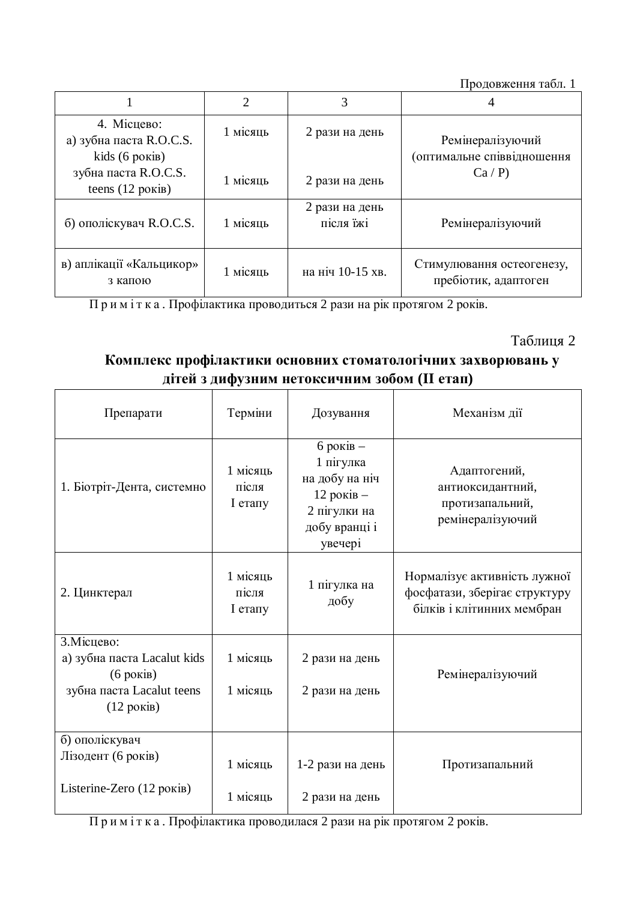Продовження табл. 1

| 1 | 2 | 3 | 4 |
|---|---|---|---|
| 4. Місцево:<br>а) зубна паста R.O.C.S. kids (6 років)<br>зубна паста R.O.C.S. teens (12 років) | 1 місяць<br><br>1 місяць | 2 рази на день<br><br>2 рази на день | Ремінералізуючий (оптимальне співвідношення Ca / P) |
| б) ополіскувач R.O.C.S. | 1 місяць | 2 рази на день після їжі | Ремінералізуючий |
| в) аплікації «Кальцикор» з капою | 1 місяць | на ніч 10-15 хв. | Стимулювання остеогенезу, пребіотик, адаптоген |

П р и м і т к а . Профілактика проводиться 2 рази на рік протягом 2 років.

Таблиця 2

**Комплекс профілактики основних стоматологічних захворювань у дітей з дифузним нетоксичним зобом (II етап)**

| Препарати | Терміни | Дозування | Механізм дії |
|---|---|---|---|
| 1. Біотріт-Дента, системно | 1 місяць після I етапу | 6 років – 1 пігулка на добу на ніч<br>12 років – 2 пігулки на добу вранці і увечері | Адаптогений, антиоксидантний, протизапальний, ремінералізуючий |
| 2. Цинктерал | 1 місяць після I етапу | 1 пігулка на добу | Нормалізує активність лужної фосфатази, зберігає структуру білків і клітинних мембран |
| 3.Місцево:<br>а) зубна паста Lacalut kids (6 років)<br>зубна паста Lacalut teens (12 років) | 1 місяць<br><br>1 місяць | 2 рази на день<br><br>2 рази на день | Ремінералізуючий |
| б) ополіскувач<br>Лізодент (6 років)<br><br>Listerine-Zero (12 років) | 1 місяць<br><br>1 місяць | 1-2 рази на день<br><br>2 рази на день | Протизапальний |

П р и м і т к а . Профілактика проводилася 2 рази на рік протягом 2 років.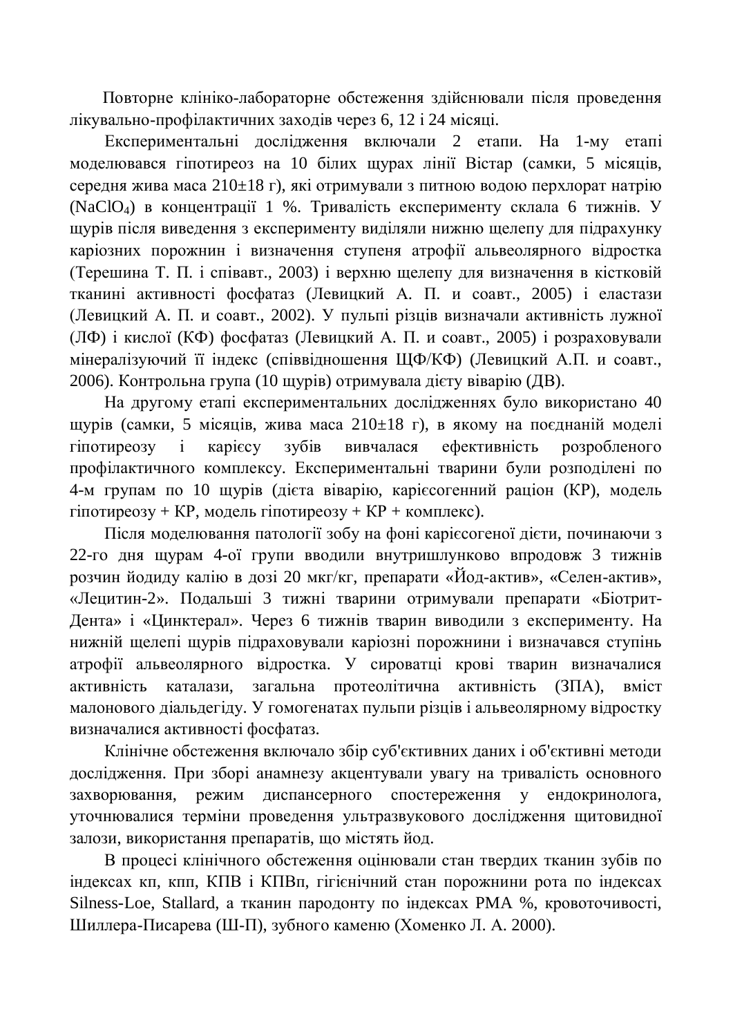Повторне клініко-лабораторне обстеження здійснювали після проведення лікувально-профілактичних заходів через 6, 12 і 24 місяці.

Експериментальні дослідження включали 2 етапи. На 1-му етапі моделювався гіпотиреоз на 10 білих щурах лінії Вістар (самки, 5 місяців, середня жива маса 210±18 г), які отримували з питною водою перхлорат натрію ($NaClO_4$) в концентрації 1 %. Тривалість експерименту склала 6 тижнів. У щурів після виведення з експерименту виділяли нижню щелепу для підрахунку каріозних порожнин і визначення ступеня атрофії альвеолярного відростка (Терешина Т. П. і співавт., 2003) і верхню щелепу для визначення в кістковій тканині активності фосфатаз (Левицкий А. П. и соавт., 2005) і еластази (Левицкий А. П. и соавт., 2002). У пульпі різців визначали активність лужної (ЛФ) і кислої (КФ) фосфатаз (Левицкий А. П. и соавт., 2005) і розраховували мінералізуючий її індекс (співвідношення ЩФ/КФ) (Левицкий А.П. и соавт., 2006). Контрольна група (10 щурів) отримувала дієту віварію (ДВ).

На другому етапі експериментальних дослідженнях було використано 40 щурів (самки, 5 місяців, жива маса 210±18 г), в якому на поєднаній моделі гіпотиреозу і карієсу зубів вивчалася ефективність розробленого профілактичного комплексу. Експериментальні тварини були розподілені по 4-м групам по 10 щурів (дієта віварію, карієсогенний раціон (КР), модель гіпотиреозу + КР, модель гіпотиреозу + КР + комплекс).

Після моделювання патології зобу на фоні карієсогеної дієти, починаючи з 22-го дня щурам 4-ої групи вводили внутришлунково впродовж 3 тижнів розчин йодиду калію в дозі 20 мкг/кг, препарати «Йод-актив», «Селен-актив», «Лецитин-2». Подальші 3 тижні тварини отримували препарати «Біотрит-Дента» і «Цинктерал». Через 6 тижнів тварин виводили з експерименту. На нижній щелепі щурів підраховували каріозні порожнини і визначався ступінь атрофії альвеолярного відростка. У сироватці крові тварин визначалися активність каталази, загальна протеолітична активність (ЗПА), вміст малонового діальдегіду. У гомогенатах пульпи різців і альвеолярному відростку визначалися активності фосфатаз.

Клінічне обстеження включало збір суб'єктивних даних і об'єктивні методи дослідження. При зборі анамнезу акцентували увагу на тривалість основного захворювання, режим диспансерного спостереження у ендокринолога, уточнювалися терміни проведення ультразвукового дослідження щитовидної залози, використання препаратів, що містять йод.

В процесі клінічного обстеження оцінювали стан твердих тканин зубів по індексах кп, кпп, КПВ і КПВп, гігієнічний стан порожнини рота по індексах Silness-Loe, Stallard, а тканин пародонту по індексах РМА %, кровоточивості, Шиллера-Писарева (Ш-П), зубного каменю (Хоменко Л. А. 2000).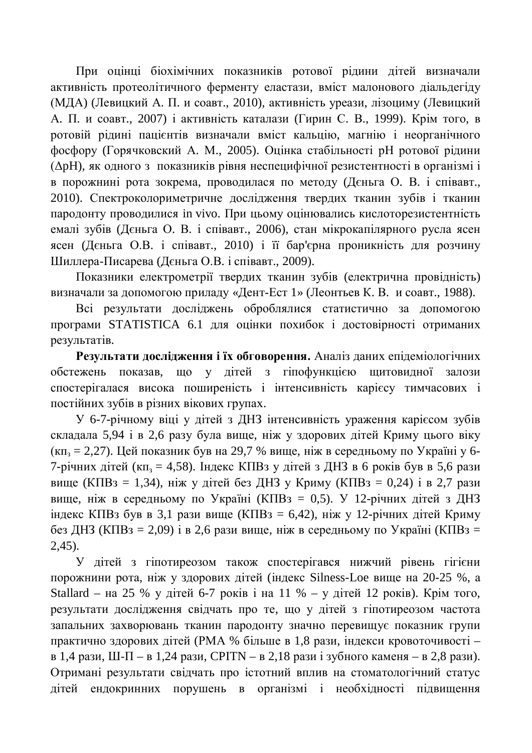При оцінці біохімічних показників ротової рідини дітей визначали активність протеолітичного ферменту еластази, вміст малонового діальдегіду (МДА) (Левицкий А. П. и соавт., 2010), активність уреази, лізоциму (Левицкий А. П. и соавт., 2007) і активність каталази (Гирин С. В., 1999). Крім того, в ротовій рідині пацієнтів визначали вміст кальцію, магнію і неорганічного фосфору (Горячковский А. М., 2005). Оцінка стабільності pH ротової рідини (ΔpH), як одного з показників рівня неспецифічної резистентності в організмі і в порожнині рота зокрема, проводилася по методу (Дєньга О. В. і співавт., 2010). Спектроколориметричне дослідження твердих тканин зубів і тканин пародонту проводилися in vivo. При цьому оцінювались кислоторезистентність емалі зубів (Дєньга О. В. і співавт., 2006), стан мікрокапілярного русла ясен ясен (Дєньга О.В. і співавт., 2010) і її бар'єрна проникність для розчину Шиллера-Писарева (Дєньга О.В. і співавт., 2009).

Показники електрометрії твердих тканин зубів (електрична провідність) визначали за допомогою приладу «Дент-Ест 1» (Леонтьев К. В. и соавт., 1988).

Всі результати досліджень оброблялися статистично за допомогою програми STATISTICA 6.1 для оцінки похибок і достовірності отриманих результатів.

**Результати дослідження і їх обговорення.** Аналіз даних епідеміологічних обстежень показав, що у дітей з гіпофункцією щитовидної залози спостерігалася висока поширеність і інтенсивність карієсу тимчасових і постійних зубів в різних вікових групах.

У 6-7-річному віці у дітей з ДНЗ інтенсивність ураження карієсом зубів складала 5,94 і в 2,6 разу була вище, ніж у здорових дітей Криму цього віку ($кп_з$ = 2,27). Цей показник був на 29,7 % вище, ніж в середньому по Україні у 6-7-річних дітей ($кп_з$ = 4,58). Індекс КПВз у дітей з ДНЗ в 6 років був в 5,6 рази вище (КПВз = 1,34), ніж у дітей без ДНЗ у Криму (КПВз = 0,24) і в 2,7 рази вище, ніж в середньому по Україні (КПВз = 0,5). У 12-річних дітей з ДНЗ індекс КПВз був в 3,1 рази вище (КПВз = 6,42), ніж у 12-річних дітей Криму без ДНЗ (КПВз = 2,09) і в 2,6 рази вище, ніж в середньому по Україні (КПВз = 2,45).

У дітей з гіпотиреозом також спостерігався нижчий рівень гігієни порожнини рота, ніж у здорових дітей (індекс Silness-Loe вище на 20-25 %, а Stallard – на 25 % у дітей 6-7 років і на 11 % – у дітей 12 років). Крім того, результати дослідження свідчать про те, що у дітей з гіпотиреозом частота запальних захворювань тканин пародонту значно перевищує показник групи практично здорових дітей (PMA % більше в 1,8 рази, індекси кровоточивості – в 1,4 рази, Ш-П – в 1,24 рази, CPITN – в 2,18 рази і зубного каменя – в 2,8 рази). Отримані результати свідчать про істотний вплив на стоматологічний статус дітей ендокринних порушень в організмі і необхідності підвищення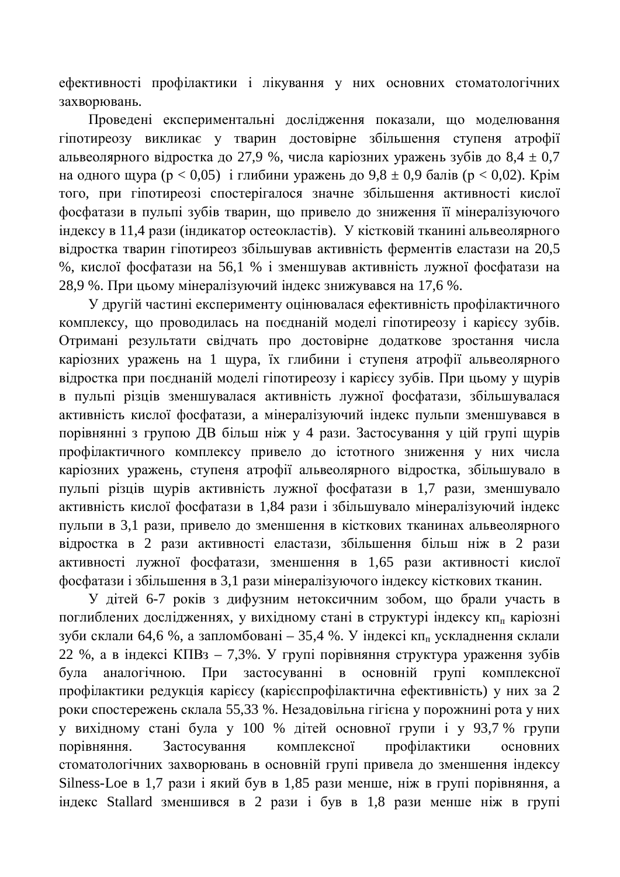ефективності профілактики і лікування у них основних стоматологічних захворювань.

Проведені експериментальні дослідження показали, що моделювання гіпотиреозу викликає у тварин достовірне збільшення ступеня атрофії альвеолярного відростка до 27,9 %, числа каріозних уражень зубів до 8,4 ± 0,7 на одного щура ($p < 0,05$) і глибини уражень до 9,8 ± 0,9 балів ($p < 0,02$). Крім того, при гіпотиреозі спостерігалося значне збільшення активності кислої фосфатази в пульпі зубів тварин, що привело до зниження її мінералізуючого індексу в 11,4 рази (індикатор остеокластів). У кістковій тканині альвеолярного відростка тварин гіпотиреоз збільшував активність ферментів еластази на 20,5 %, кислої фосфатази на 56,1 % і зменшував активність лужної фосфатази на 28,9 %. При цьому мінералізуючий індекс знижувався на 17,6 %.

У другій частині експерименту оцінювалася ефективність профілактичного комплексу, що проводилась на поєднаній моделі гіпотиреозу і карієсу зубів. Отримані результати свідчать про достовірне додаткове зростання числа каріозних уражень на 1 щура, їх глибини і ступеня атрофії альвеолярного відростка при поєднаній моделі гіпотиреозу і карієсу зубів. При цьому у щурів в пульпі різців зменшувалася активність лужної фосфатази, збільшувалася активність кислої фосфатази, а мінералізуючий індекс пульпи зменшувався в порівнянні з групою ДВ більш ніж у 4 рази. Застосування у цій групі щурів профілактичного комплексу привело до істотного зниження у них числа каріозних уражень, ступеня атрофії альвеолярного відростка, збільшувало в пульпі різців щурів активність лужної фосфатази в 1,7 рази, зменшувало активність кислої фосфатази в 1,84 рази і збільшувало мінералізуючий індекс пульпи в 3,1 рази, привело до зменшення в кісткових тканинах альвеолярного відростка в 2 рази активності еластази, збільшення більш ніж в 2 рази активності лужної фосфатази, зменшення в 1,65 рази активності кислої фосфатази і збільшення в 3,1 рази мінералізуючого індексу кісткових тканин.

У дітей 6-7 років з дифузним нетоксичним зобом, що брали участь в поглиблених дослідженнях, у вихідному стані в структурі індексу $кп_п$ каріозні зуби склали 64,6 %, а запломбовані – 35,4 %. У індексі $кп_п$ ускладнення склали 22 %, а в індексі КПВз – 7,3%. У групі порівняння структура ураження зубів була аналогічною. При застосуванні в основній групі комплексної профілактики редукція карієсу (карієспрофілактична ефективність) у них за 2 роки спостережень склала 55,33 %. Незадовільна гігієна у порожнині рота у них у вихідному стані була у 100 % дітей основної групи і у 93,7 % групи порівняння. Застосування комплексної профілактики основних стоматологічних захворювань в основній групі привела до зменшення індексу Silness-Loe в 1,7 рази і який був в 1,85 рази менше, ніж в групі порівняння, а індекс Stallard зменшився в 2 рази і був в 1,8 рази менше ніж в групі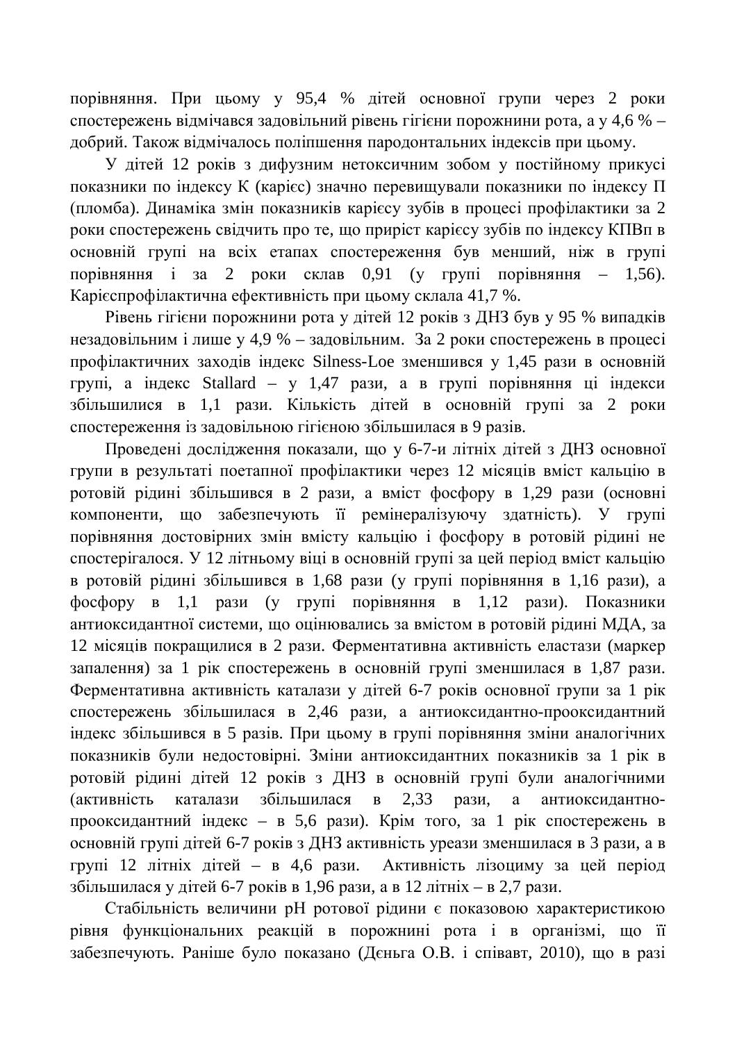порівняння. При цьому у 95,4 % дітей основної групи через 2 роки спостережень відмічався задовільний рівень гігієни порожнини рота, а у 4,6 % – добрий. Також відмічалось поліпшення пародонтальних індексів при цьому.

У дітей 12 років з дифузним нетоксичним зобом у постійному прикусі показники по індексу К (карієс) значно перевищували показники по індексу П (пломба). Динаміка змін показників карієсу зубів в процесі профілактики за 2 роки спостережень свідчить про те, що приріст карієсу зубів по індексу КПВп в основній групі на всіх етапах спостереження був менший, ніж в групі порівняння і за 2 роки склав 0,91 (у групі порівняння – 1,56). Карієспрофілактична ефективність при цьому склала 41,7 %.

Рівень гігієни порожнини рота у дітей 12 років з ДНЗ був у 95 % випадків незадовільним і лише у 4,9 % – задовільним. За 2 роки спостережень в процесі профілактичних заходів індекс Silness-Loe зменшився у 1,45 рази в основній групі, а індекс Stallard – у 1,47 рази, а в групі порівняння ці індекси збільшилися в 1,1 рази. Кількість дітей в основній групі за 2 роки спостереження із задовільною гігієною збільшилася в 9 разів.

Проведені дослідження показали, що у 6-7-и літніх дітей з ДНЗ основної групи в результаті поетапної профілактики через 12 місяців вміст кальцію в ротовій рідині збільшився в 2 рази, а вміст фосфору в 1,29 рази (основні компоненти, що забезпечують її ремінералізуючу здатність). У групі порівняння достовірних змін вмісту кальцію і фосфору в ротовій рідині не спостерігалося. У 12 літньому віці в основній групі за цей період вміст кальцію в ротовій рідині збільшився в 1,68 рази (у групі порівняння в 1,16 рази), а фосфору в 1,1 рази (у групі порівняння в 1,12 рази). Показники антиоксидантної системи, що оцінювались за вмістом в ротовій рідині МДА, за 12 місяців покращилися в 2 рази. Ферментативна активність еластази (маркер запалення) за 1 рік спостережень в основній групі зменшилася в 1,87 рази. Ферментативна активність каталази у дітей 6-7 років основної групи за 1 рік спостережень збільшилася в 2,46 рази, а антиоксидантно-прооксидантний індекс збільшився в 5 разів. При цьому в групі порівняння зміни аналогічних показників були недостовірні. Зміни антиоксидантних показників за 1 рік в ротовій рідині дітей 12 років з ДНЗ в основній групі були аналогічними (активність каталази збільшилася в 2,33 рази, а антиоксидантно-прооксидантний індекс – в 5,6 рази). Крім того, за 1 рік спостережень в основній групі дітей 6-7 років з ДНЗ активність уреази зменшилася в 3 рази, а в групі 12 літніх дітей – в 4,6 рази. Активність лізоциму за цей період збільшилася у дітей 6-7 років в 1,96 рази, а в 12 літніх – в 2,7 рази.

Стабільність величини pH ротової рідини є показовою характеристикою рівня функціональних реакцій в порожнині рота і в організмі, що її забезпечують. Раніше було показано (Дєньга О.В. і співавт, 2010), що в разі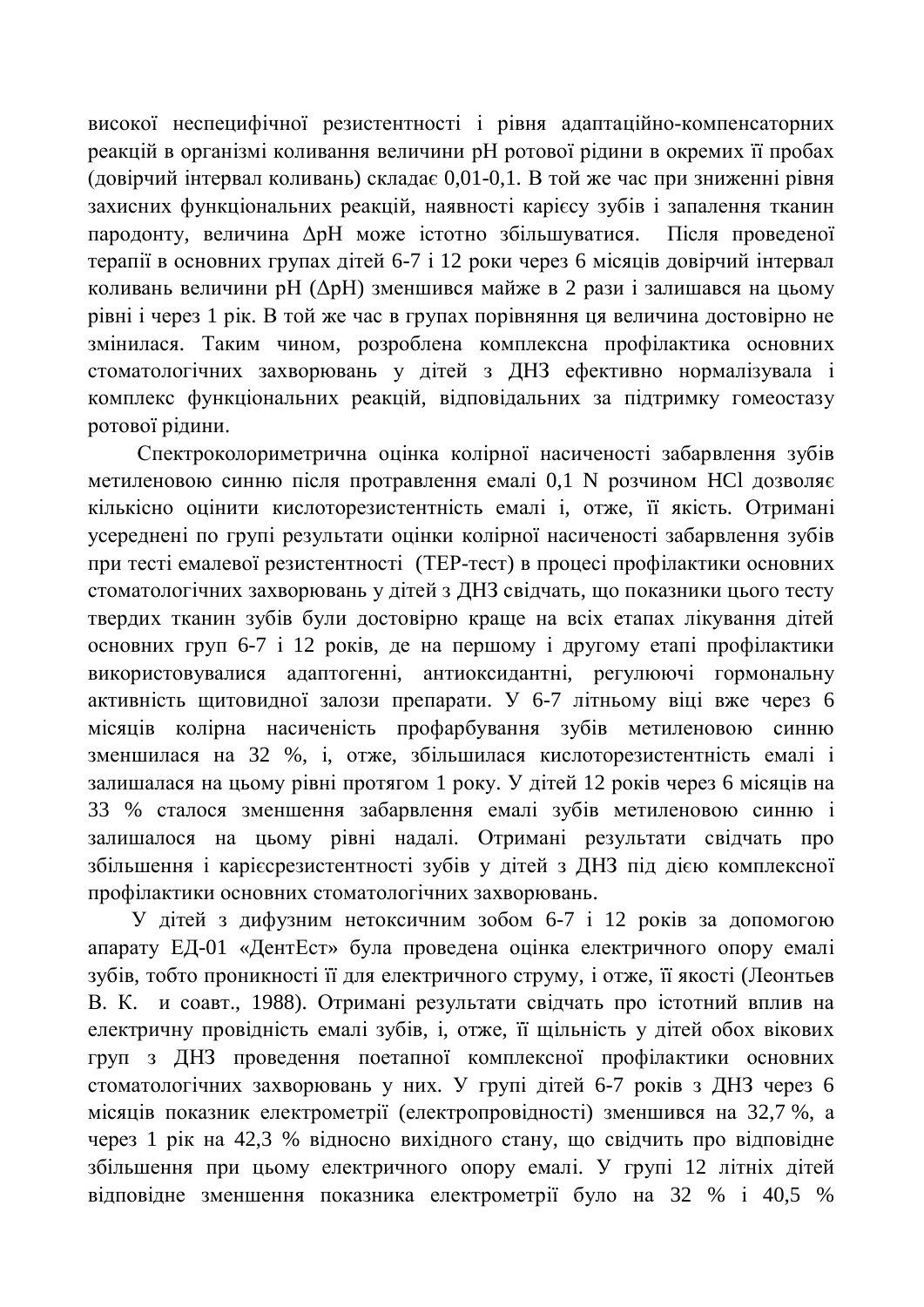високої неспецифічної резистентності і рівня адаптаційно-компенсаторних реакцій в організмі коливання величини рН ротової рідини в окремих її пробах (довірчий інтервал коливань) складає 0,01-0,1. В той же час при зниженні рівня захисних функціональних реакцій, наявності карієсу зубів і запалення тканин пародонту, величина ΔрН може істотно збільшуватися. Після проведеної терапії в основних групах дітей 6-7 і 12 роки через 6 місяців довірчий інтервал коливань величини рН (ΔрН) зменшився майже в 2 рази і залишався на цьому рівні і через 1 рік. В той же час в групах порівняння ця величина достовірно не змінилася. Таким чином, розроблена комплексна профілактика основних стоматологічних захворювань у дітей з ДНЗ ефективно нормалізувала і комплекс функціональних реакцій, відповідальних за підтримку гомеостазу ротової рідини.

Спектроколориметрична оцінка колірної насиченості забарвлення зубів метиленовою синню після протравлення емалі 0,1 N розчином HCl дозволяє кількісно оцінити кислоторезистентність емалі і, отже, її якість. Отримані усереднені по групі результати оцінки колірної насиченості забарвлення зубів при тесті емалевої резистентності (ТЕР-тест) в процесі профілактики основних стоматологічних захворювань у дітей з ДНЗ свідчать, що показники цього тесту твердих тканин зубів були достовірно краще на всіх етапах лікування дітей основних груп 6-7 і 12 років, де на першому і другому етапі профілактики використовувалися адаптогенні, антиоксидантні, регулюючі гормональну активність щитовидної залози препарати. У 6-7 літньому віці вже через 6 місяців колірна насиченість профарбування зубів метиленовою синню зменшилася на 32 %, і, отже, збільшилася кислоторезистентність емалі і залишалася на цьому рівні протягом 1 року. У дітей 12 років через 6 місяців на 33 % сталося зменшення забарвлення емалі зубів метиленовою синню і залишалося на цьому рівні надалі. Отримані результати свідчать про збільшення і карієсрезистентності зубів у дітей з ДНЗ під дією комплексної профілактики основних стоматологічних захворювань.

У дітей з дифузним нетоксичним зобом 6-7 і 12 років за допомогою апарату ЕД-01 «ДентЕст» була проведена оцінка електричного опору емалі зубів, тобто проникності її для електричного струму, і отже, її якості (Леонтьев В. К. и соавт., 1988). Отримані результати свідчать про істотний вплив на електричну провідність емалі зубів, і, отже, її щільність у дітей обох вікових груп з ДНЗ проведення поетапної комплексної профілактики основних стоматологічних захворювань у них. У групі дітей 6-7 років з ДНЗ через 6 місяців показник електрометрії (електропровідності) зменшився на 32,7 %, а через 1 рік на 42,3 % відносно вихідного стану, що свідчить про відповідне збільшення при цьому електричного опору емалі. У групі 12 літніх дітей відповідне зменшення показника електрометрії було на 32 % і 40,5 %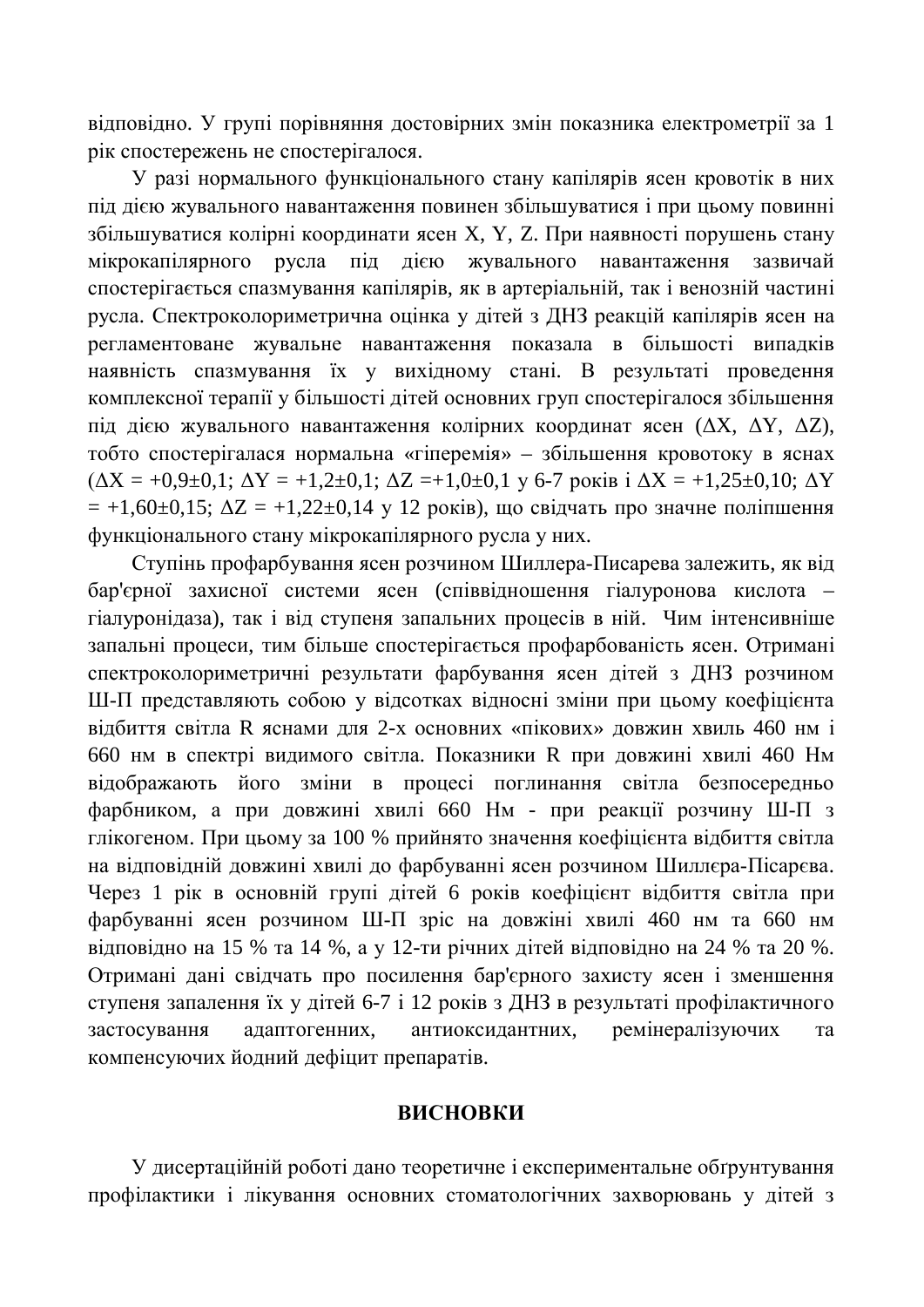відповідно. У групі порівняння достовірних змін показника електрометрії за 1 рік спостережень не спостерігалося.

У разі нормального функціонального стану капілярів ясен кровотік в них під дією жувального навантаження повинен збільшуватися і при цьому повинні збільшуватися колірні координати ясен X, Y, Z. При наявності порушень стану мікрокапілярного русла під дією жувального навантаження зазвичай спостерігається спазмування капілярів, як в артеріальній, так і венозній частині русла. Спектроколориметрична оцінка у дітей з ДНЗ реакцій капілярів ясен на регламентоване жувальне навантаження показала в більшості випадків наявність спазмування їх у вихідному стані. В результаті проведення комплексної терапії у більшості дітей основних груп спостерігалося збільшення під дією жувального навантаження колірних координат ясен ($\Delta X$, $\Delta Y$, $\Delta Z$), тобто спостерігалася нормальна «гіперемія» – збільшення кровотоку в яснах ($\Delta X = +0{,}9\pm0{,}1$; $\Delta Y = +1{,}2\pm0{,}1$; $\Delta Z = +1{,}0\pm0{,}1$ у 6-7 років і $\Delta X = +1{,}25\pm0{,}10$; $\Delta Y = +1{,}60\pm0{,}15$; $\Delta Z = +1{,}22\pm0{,}14$ у 12 років), що свідчать про значне поліпшення функціонального стану мікрокапілярного русла у них.

Ступінь профарбування ясен розчином Шиллера-Писарева залежить, як від бар'єрної захисної системи ясен (співвідношення гіалуронова кислота – гіалуронідаза), так і від ступеня запальних процесів в ній. Чим інтенсивніше запальні процеси, тим більше спостерігається профарбованість ясен. Отримані спектроколориметричні результати фарбування ясен дітей з ДНЗ розчином Ш-П представляють собою у відсотках відносні зміни при цьому коефіцієнта відбиття світла R яснами для 2-х основних «пікових» довжин хвиль 460 нм і 660 нм в спектрі видимого світла. Показники R при довжині хвилі 460 Нм відображають його зміни в процесі поглинання світла безпосередньо фарбником, а при довжині хвилі 660 Нм - при реакції розчину Ш-П з глікогеном. При цьому за 100 % прийнято значення коефіцієнта відбиття світла на відповідній довжині хвилі до фарбуванні ясен розчином Шиллєра-Пісарєва. Через 1 рік в основній групі дітей 6 років коефіцієнт відбиття світла при фарбуванні ясен розчином Ш-П зріс на довжині хвилі 460 нм та 660 нм відповідно на 15 % та 14 %, а у 12-ти річних дітей відповідно на 24 % та 20 %. Отримані дані свідчать про посилення бар'єрного захисту ясен і зменшення ступеня запалення їх у дітей 6-7 і 12 років з ДНЗ в результаті профілактичного застосування адаптогенних, антиоксидантних, ремінералізуючих та компенсуючих йодний дефіцит препаратів.

## ВИСНОВКИ

У дисертаційній роботі дано теоретичне і експериментальне обґрунтування профілактики і лікування основних стоматологічних захворювань у дітей з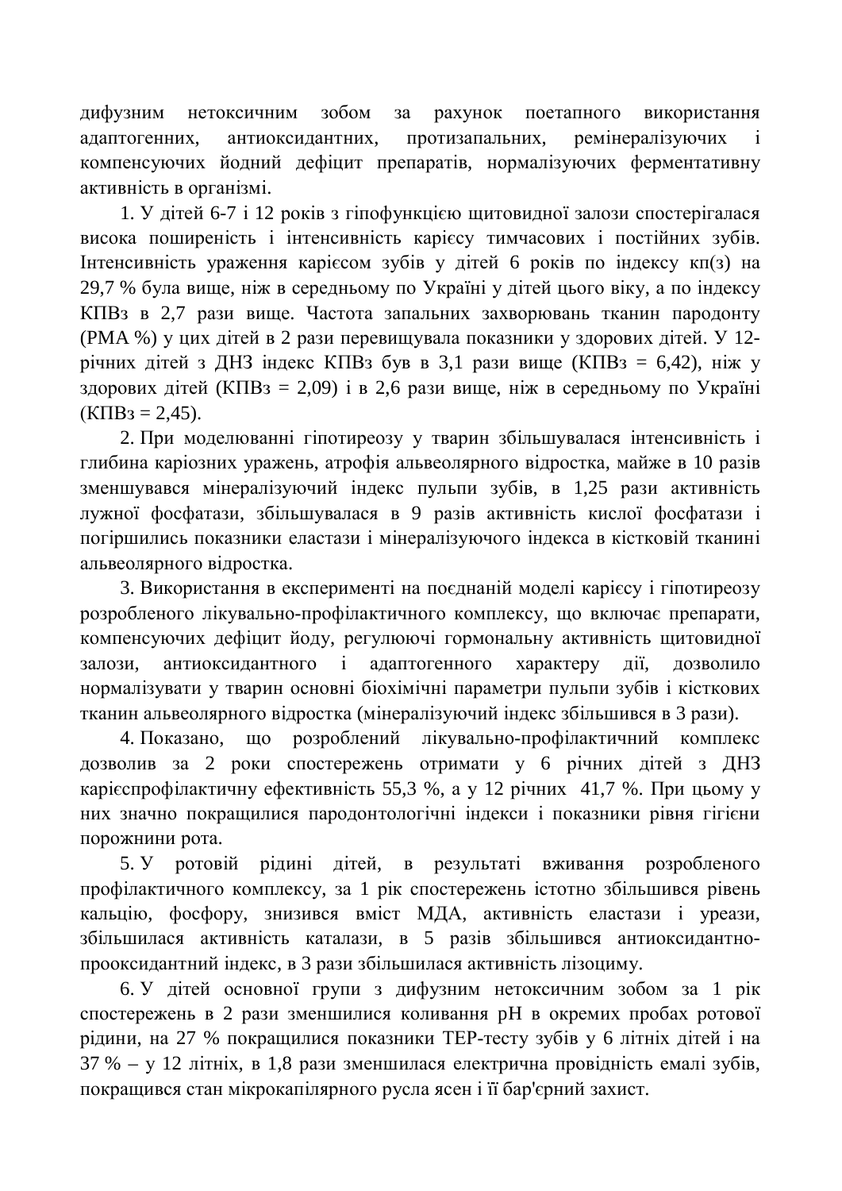дифузним нетоксичним зобом за рахунок поетапного використання адаптогенних, антиоксидантних, протизапальних, ремінералізуючих і компенсуючих йодний дефіцит препаратів, нормалізуючих ферментативну активність в організмі.

1. У дітей 6-7 і 12 років з гіпофункцією щитовидної залози спостерігалася висока поширеність і інтенсивність карієсу тимчасових і постійних зубів. Інтенсивність ураження карієсом зубів у дітей 6 років по індексу кп(з) на 29,7 % була вище, ніж в середньому по Україні у дітей цього віку, а по індексу КПВз в 2,7 рази вище. Частота запальних захворювань тканин пародонту (РМА %) у цих дітей в 2 рази перевищувала показники у здорових дітей. У 12-річних дітей з ДНЗ індекс КПВз був в 3,1 рази вище (КПВз = 6,42), ніж у здорових дітей (КПВз = 2,09) і в 2,6 рази вище, ніж в середньому по Україні (КПВз = 2,45).

2. При моделюванні гіпотиреозу у тварин збільшувалася інтенсивність і глибина каріозних уражень, атрофія альвеолярного відростка, майже в 10 разів зменшувався мінералізуючий індекс пульпи зубів, в 1,25 рази активність лужної фосфатази, збільшувалася в 9 разів активність кислої фосфатази і погіршились показники еластази і мінералізуючого індекса в кістковій тканині альвеолярного відростка.

3. Використання в експерименті на поєднаній моделі карієсу і гіпотиреозу розробленого лікувально-профілактичного комплексу, що включає препарати, компенсуючих дефіцит йоду, регулюючі гормональну активність щитовидної залози, антиоксидантного і адаптогенного характеру дії, дозволило нормалізувати у тварин основні біохімічні параметри пульпи зубів і кісткових тканин альвеолярного відростка (мінералізуючий індекс збільшився в 3 рази).

4. Показано, що розроблений лікувально-профілактичний комплекс дозволив за 2 роки спостережень отримати у 6 річних дітей з ДНЗ карієспрофілактичну ефективність 55,3 %, а у 12 річних 41,7 %. При цьому у них значно покращилися пародонтологічні індекси і показники рівня гігієни порожнини рота.

5. У ротовій рідині дітей, в результаті вживання розробленого профілактичного комплексу, за 1 рік спостережень істотно збільшився рівень кальцію, фосфору, знизився вміст МДА, активність еластази і уреази, збільшилася активність каталази, в 5 разів збільшився антиоксидантно-прооксидантний індекс, в 3 рази збільшилася активність лізоциму.

6. У дітей основної групи з дифузним нетоксичним зобом за 1 рік спостережень в 2 рази зменшилися коливання pH в окремих пробах ротової рідини, на 27 % покращилися показники ТЕР-тесту зубів у 6 літніх дітей і на 37 % – у 12 літніх, в 1,8 рази зменшилася електрична провідність емалі зубів, покращився стан мікрокапілярного русла ясен і її бар'єрний захист.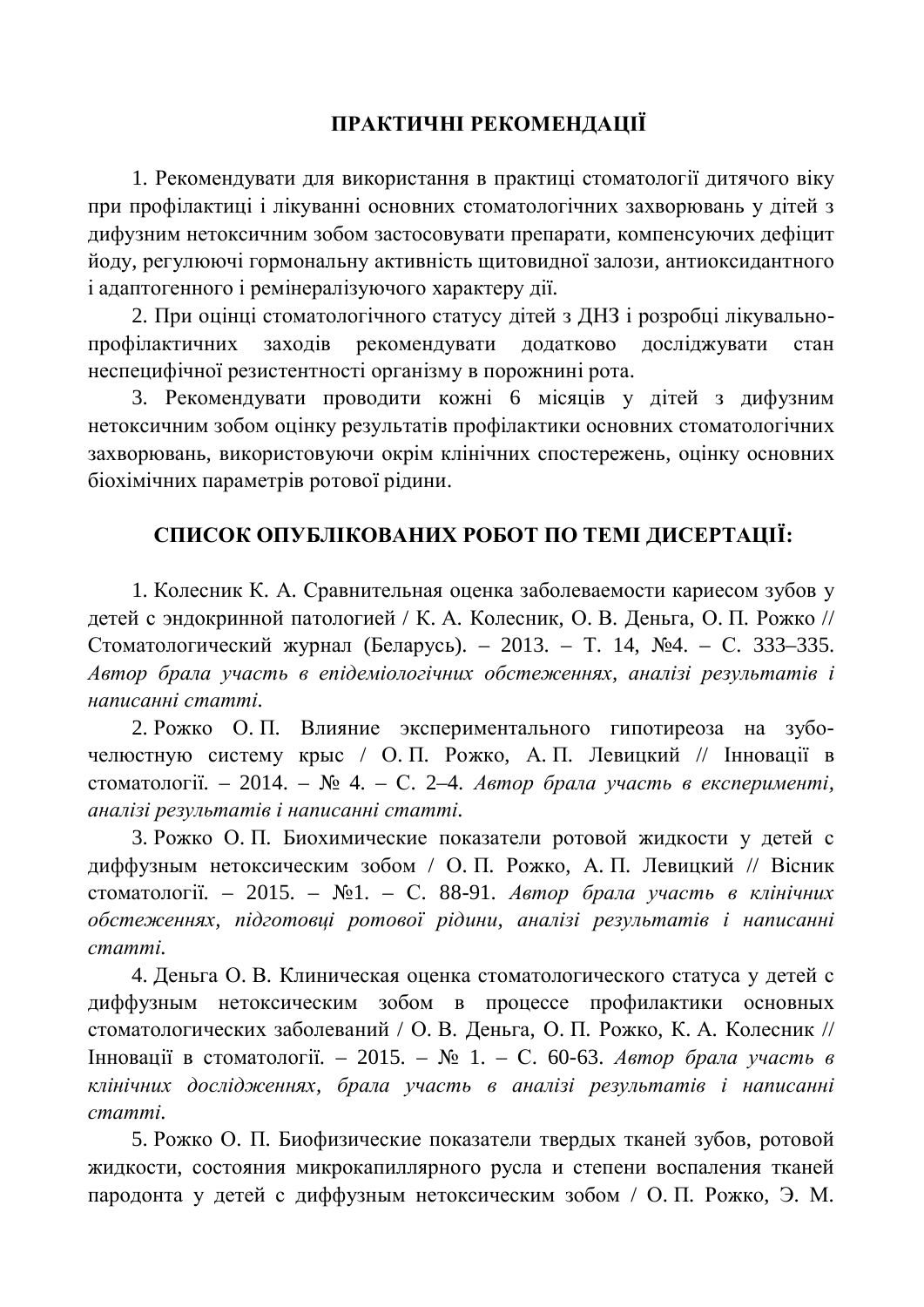## ПРАКТИЧНІ РЕКОМЕНДАЦІЇ

1. Рекомендувати для використання в практиці стоматології дитячого віку при профілактиці і лікуванні основних стоматологічних захворювань у дітей з дифузним нетоксичним зобом застосовувати препарати, компенсуючих дефіцит йоду, регулюючі гормональну активність щитовидної залози, антиоксидантного і адаптогенного і ремінералізуючого характеру дії.

2. При оцінці стоматологічного статусу дітей з ДНЗ і розробці лікувально-профілактичних заходів рекомендувати додатково досліджувати стан неспецифічної резистентності організму в порожнині рота.

3. Рекомендувати проводити кожні 6 місяців у дітей з дифузним нетоксичним зобом оцінку результатів профілактики основних стоматологічних захворювань, використовуючи окрім клінічних спостережень, оцінку основних біохімічних параметрів ротової рідини.

## СПИСОК ОПУБЛІКОВАНИХ РОБОТ ПО ТЕМІ ДИСЕРТАЦІЇ:

1. Колесник К. А. Сравнительная оценка заболеваемости кариесом зубов у детей с эндокринной патологией / К. А. Колесник, О. В. Деньга, О. П. Рожко // Стоматологический журнал (Беларусь). – 2013. – Т. 14, №4. – С. 333–335. *Автор брала участь в епідеміологічних обстеженнях, аналізі результатів і написанні статті.*

2. Рожко О. П. Влияние экспериментального гипотиреоза на зубо-челюстную систему крыс / О. П. Рожко, А. П. Левицкий // Інновації в стоматології. – 2014. – № 4. – С. 2–4. *Автор брала участь в експерименті, аналізі результатів і написанні статті.*

3. Рожко О. П. Биохимические показатели ротовой жидкости у детей с диффузным нетоксическим зобом / О. П. Рожко, А. П. Левицкий // Вісник стоматології. – 2015. – №1. – С. 88-91. *Автор брала участь в клінічних обстеженнях, підготовці ротової рідини, аналізі результатів і написанні статті.*

4. Деньга О. В. Клиническая оценка стоматологического статуса у детей с диффузным нетоксическим зобом в процессе профилактики основных стоматологических заболеваний / О. В. Деньга, О. П. Рожко, К. А. Колесник // Інновації в стоматології. – 2015. – № 1. – С. 60-63. *Автор брала участь в клінічних дослідженнях, брала участь в аналізі результатів і написанні статті.*

5. Рожко О. П. Биофизические показатели твердых тканей зубов, ротовой жидкости, состояния микрокапиллярного русла и степени воспаления тканей пародонта у детей с диффузным нетоксическим зобом / О. П. Рожко, Э. М.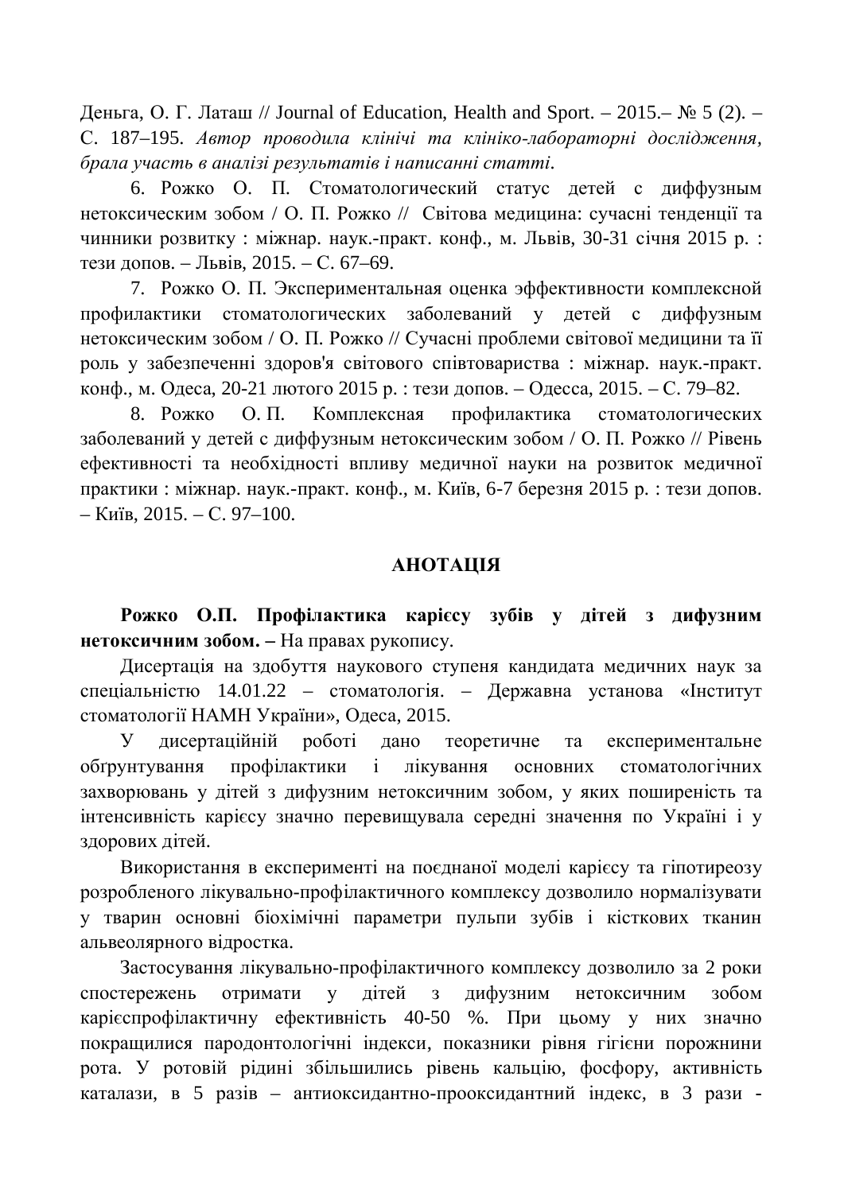Деньга, О. Г. Латаш // Journal of Education, Health and Sport. – 2015.– № 5 (2). – С. 187–195. *Автор проводила клінічі та клініко-лабораторні дослідження, брала участь в аналізі результатів і написанні статті.*

6. Рожко О. П. Стоматологический статус детей с диффузным нетоксическим зобом / О. П. Рожко // Світова медицина: сучасні тенденції та чинники розвитку : міжнар. наук.-практ. конф., м. Львів, 30-31 січня 2015 р. : тези допов. – Львів, 2015. – С. 67–69.

7. Рожко О. П. Экспериментальная оценка эффективности комплексной профилактики стоматологических заболеваний у детей с диффузным нетоксическим зобом / О. П. Рожко // Сучасні проблеми світової медицини та її роль у забезпеченні здоров'я світового співтовариства : міжнар. наук.-практ. конф., м. Одеса, 20-21 лютого 2015 р. : тези допов. – Одесса, 2015. – С. 79–82.

8. Рожко О. П. Комплексная профилактика стоматологических заболеваний у детей с диффузным нетоксическим зобом / О. П. Рожко // Рівень ефективності та необхідності впливу медичної науки на розвиток медичної практики : міжнар. наук.-практ. конф., м. Київ, 6-7 березня 2015 р. : тези допов. – Київ, 2015. – С. 97–100.

## АНОТАЦІЯ

**Рожко О.П. Профілактика карієсу зубів у дітей з дифузним нетоксичним зобом. –** На правах рукопису.

Дисертація на здобуття наукового ступеня кандидата медичних наук за спеціальністю 14.01.22 – стоматологія. – Державна установа «Інститут стоматології НАМН України», Одеса, 2015.

У дисертаційній роботі дано теоретичне та експериментальне обґрунтування профілактики і лікування основних стоматологічних захворювань у дітей з дифузним нетоксичним зобом, у яких поширеність та інтенсивність карієсу значно перевищувала середні значення по Україні і у здорових дітей.

Використання в експерименті на поєднаної моделі карієсу та гіпотиреозу розробленого лікувально-профілактичного комплексу дозволило нормалізувати у тварин основні біохімічні параметри пульпи зубів і кісткових тканин альвеолярного відростка.

Застосування лікувально-профілактичного комплексу дозволило за 2 роки спостережень отримати у дітей з дифузним нетоксичним зобом карієспрофілактичну ефективність 40-50 %. При цьому у них значно покращилися пародонтологічні індекси, показники рівня гігієни порожнини рота. У ротовій рідині збільшились рівень кальцію, фосфору, активність каталази, в 5 разів – антиоксидантно-прооксидантний індекс, в 3 рази -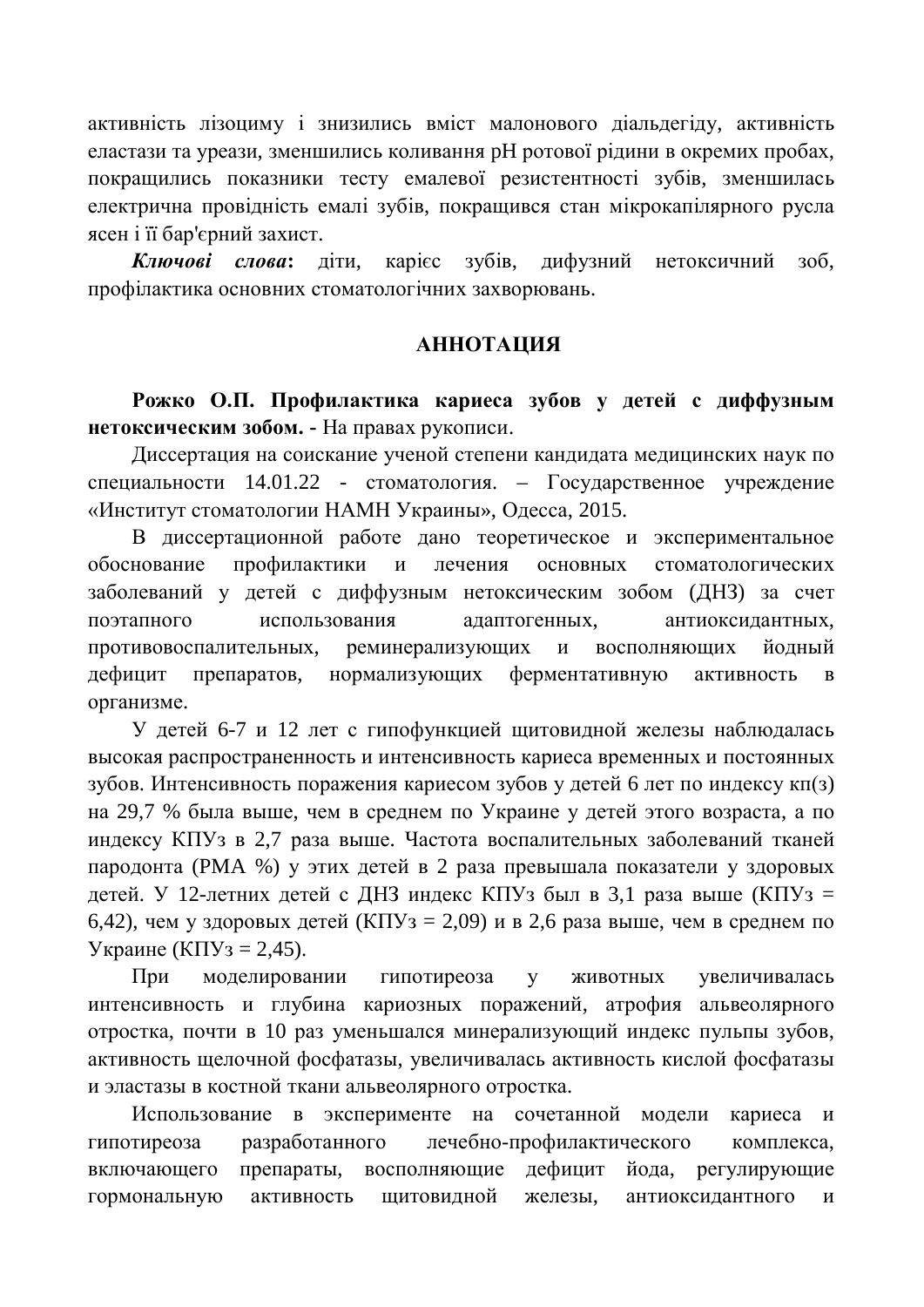активність лізоциму і знизились вміст малонового діальдегіду, активність еластази та уреази, зменшились коливання рН ротової рідини в окремих пробах, покращились показники тесту емалевої резистентності зубів, зменшилась електрична провідність емалі зубів, покращився стан мікрокапілярного русла ясен і її бар'єрний захист.

***Ключові слова*:** діти, карієс зубів, дифузний нетоксичний зоб, профілактика основних стоматологічних захворювань.

## АННОТАЦИЯ

**Рожко О.П. Профилактика кариеса зубов у детей с диффузным нетоксическим зобом.** - На правах рукописи.

Диссертация на соискание ученой степени кандидата медицинских наук по специальности 14.01.22 - стоматология. – Государственное учреждение «Институт стоматологии НАМН Украины», Одесса, 2015.

В диссертационной работе дано теоретическое и экспериментальное обоснование профилактики и лечения основных стоматологических заболеваний у детей с диффузным нетоксическим зобом (ДНЗ) за счет поэтапного использования адаптогенных, антиоксидантных, противовоспалительных, реминерализующих и восполняющих йодный дефицит препаратов, нормализующих ферментативную активность в организме.

У детей 6-7 и 12 лет с гипофункцией щитовидной железы наблюдалась высокая распространенность и интенсивность кариеса временных и постоянных зубов. Интенсивность поражения кариесом зубов у детей 6 лет по индексу кп(з) на 29,7 % была выше, чем в среднем по Украине у детей этого возраста, а по индексу КПУз в 2,7 раза выше. Частота воспалительных заболеваний тканей пародонта (РМА %) у этих детей в 2 раза превышала показатели у здоровых детей. У 12-летних детей с ДНЗ индекс КПУз был в 3,1 раза выше (КПУз = 6,42), чем у здоровых детей (КПУз = 2,09) и в 2,6 раза выше, чем в среднем по Украине (КПУз = 2,45).

При моделировании гипотиреоза у животных увеличивалась интенсивность и глубина кариозных поражений, атрофия альвеолярного отростка, почти в 10 раз уменьшался минерализующий индекс пульпы зубов, активность щелочной фосфатазы, увеличивалась активность кислой фосфатазы и эластазы в костной ткани альвеолярного отростка.

Использование в эксперименте на сочетанной модели кариеса и гипотиреоза разработанного лечебно-профилактического комплекса, включающего препараты, восполняющие дефицит йода, регулирующие гормональную активность щитовидной железы, антиоксидантного и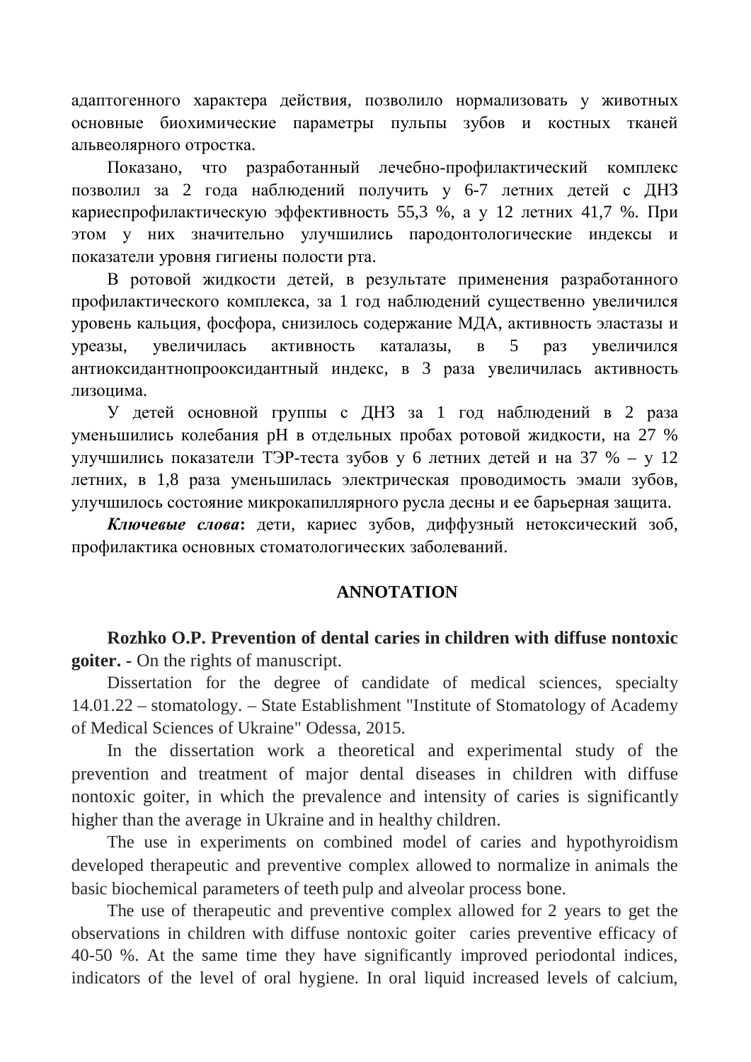адаптогенного характера действия, позволило нормализовать у животных основные биохимические параметры пульпы зубов и костных тканей альвеолярного отростка.

Показано, что разработанный лечебно-профилактический комплекс позволил за 2 года наблюдений получить у 6-7 летних детей с ДНЗ кариеспрофилактическую эффективность 55,3 %, а у 12 летних 41,7 %. При этом у них значительно улучшились пародонтологические индексы и показатели уровня гигиены полости рта.

В ротовой жидкости детей, в результате применения разработанного профилактического комплекса, за 1 год наблюдений существенно увеличился уровень кальция, фосфора, снизилось содержание МДА, активность эластазы и уреазы, увеличилась активность каталазы, в 5 раз увеличился антиоксидантнопрооксидантный индекс, в 3 раза увеличилась активность лизоцима.

У детей основной группы с ДНЗ за 1 год наблюдений в 2 раза уменьшились колебания pH в отдельных пробах ротовой жидкости, на 27 % улучшились показатели ТЭР-теста зубов у 6 летних детей и на 37 % – у 12 летних, в 1,8 раза уменьшилась электрическая проводимость эмали зубов, улучшилось состояние микрокапиллярного русла десны и ее барьерная защита.

***Ключевые слова*:** дети, кариес зубов, диффузный нетоксический зоб, профилактика основных стоматологических заболеваний.

## ANNOTATION

**Rozhko O.P. Prevention of dental caries in children with diffuse nontoxic goiter.** - On the rights of manuscript.

Dissertation for the degree of candidate of medical sciences, specialty 14.01.22 – stomatology. – State Establishment "Institute of Stomatology of Academy of Medical Sciences of Ukraine" Odessa, 2015.

In the dissertation work a theoretical and experimental study of the prevention and treatment of major dental diseases in children with diffuse nontoxic goiter, in which the prevalence and intensity of caries is significantly higher than the average in Ukraine and in healthy children.

The use in experiments on combined model of caries and hypothyroidism developed therapeutic and preventive complex allowed to normalize in animals the basic biochemical parameters of teeth pulp and alveolar process bone.

The use of therapeutic and preventive complex allowed for 2 years to get the observations in children with diffuse nontoxic goiter caries preventive efficacy of 40-50 %. At the same time they have significantly improved periodontal indices, indicators of the level of oral hygiene. In oral liquid increased levels of calcium,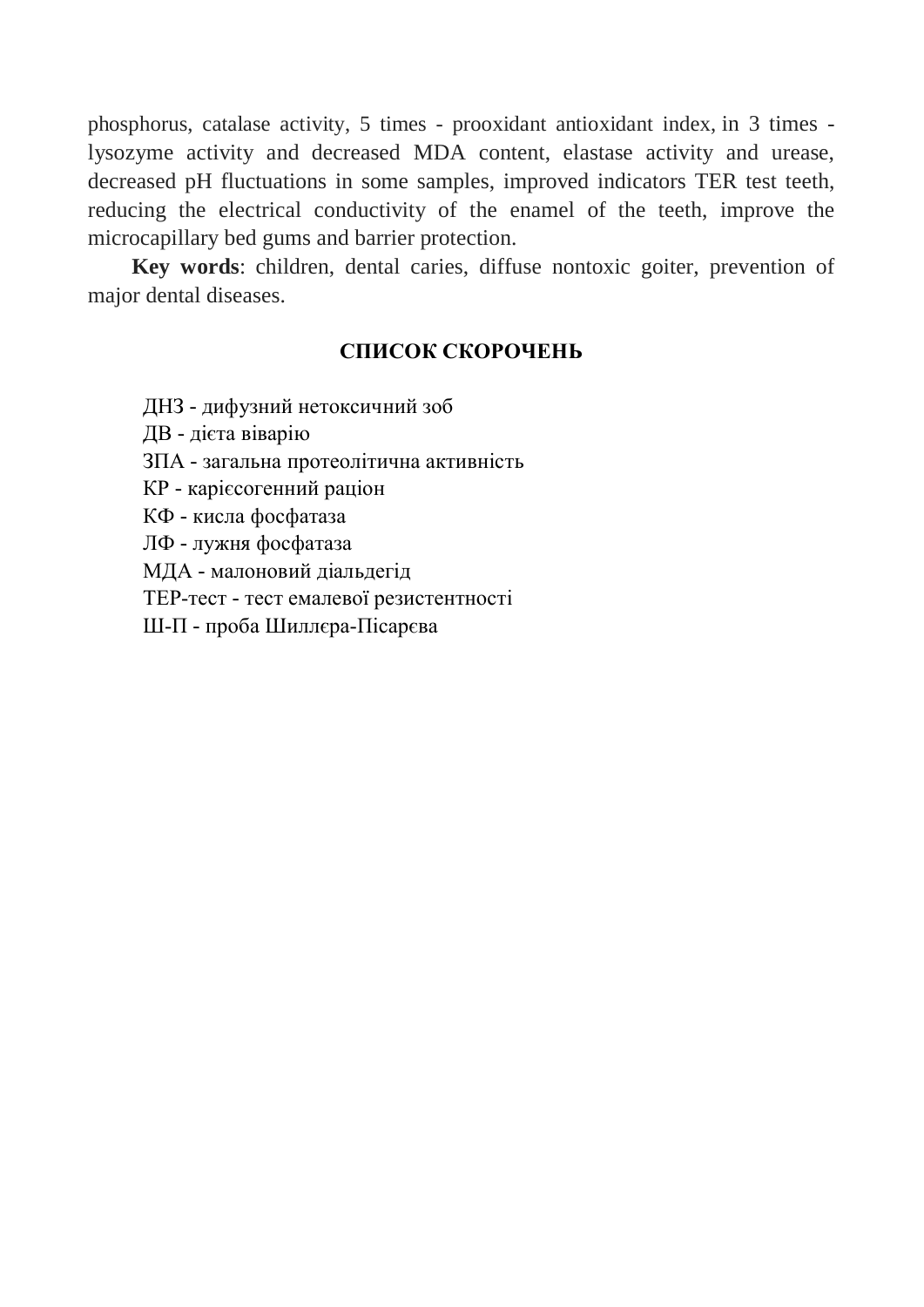phosphorus, catalase activity, 5 times - prooxidant antioxidant index, in 3 times - lysozyme activity and decreased MDA content, elastase activity and urease, decreased pH fluctuations in some samples, improved indicators TER test teeth, reducing the electrical conductivity of the enamel of the teeth, improve the microcapillary bed gums and barrier protection.

**Key words**: children, dental caries, diffuse nontoxic goiter, prevention of major dental diseases.

## СПИСОК СКОРОЧЕНЬ

ДНЗ - дифузний нетоксичний зоб
ДВ - дієта віварію
ЗПА - загальна протеолітична активність
КР - карієсогенний раціон
КФ - кисла фосфатаза
ЛФ - лужня фосфатаза
МДА - малоновий діальдегід
ТЕР-тест - тест емалевої резистентності
Ш-П - проба Шиллєра-Пісарєва